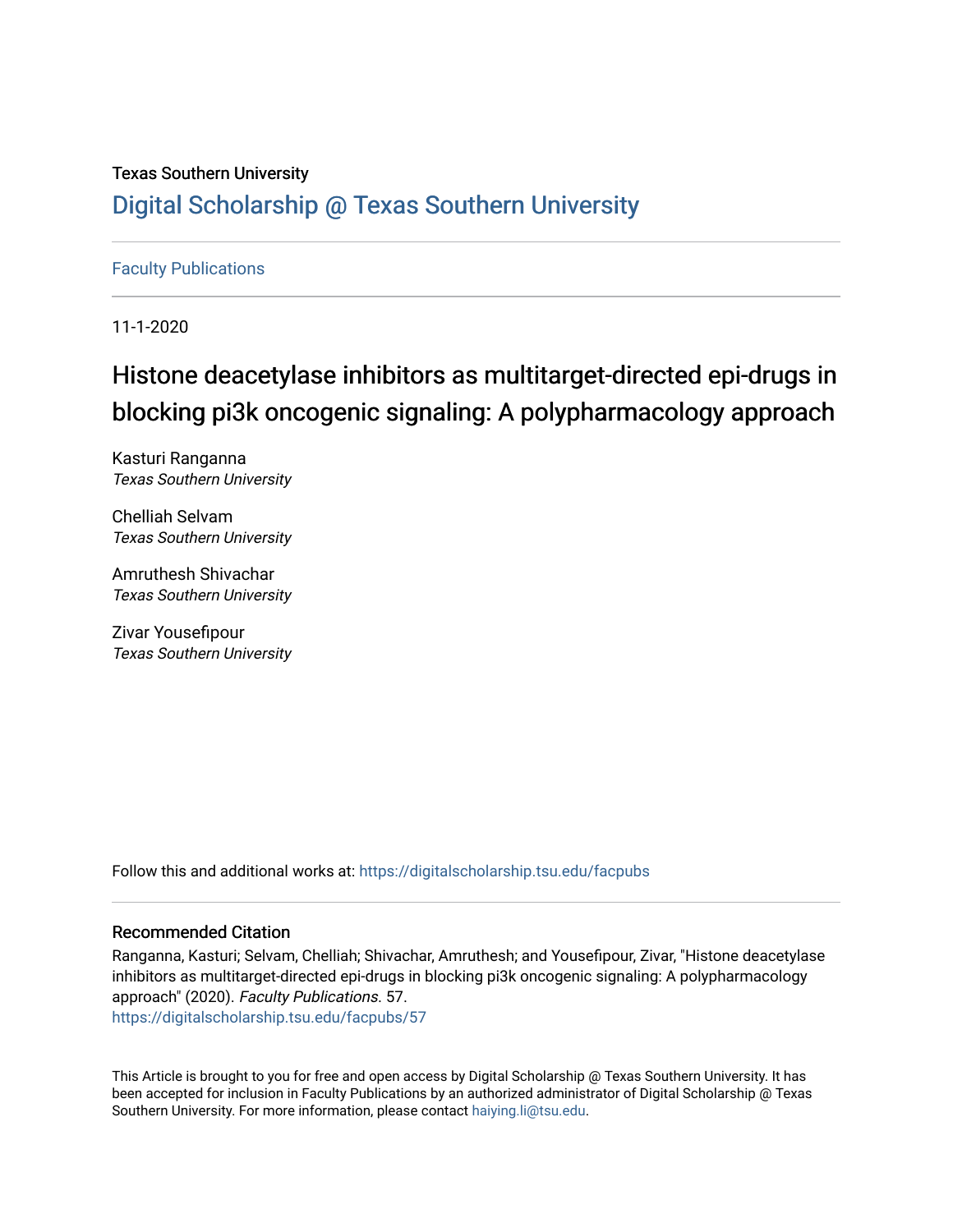Texas Southern University

# Digital Scholarship @ Texas Southern University

Faculty Publications

11-1-2020

# Histone deacetylase inhibitors as multitarget-directed epi-drugs in blocking pi3k oncogenic signaling: A polypharmacology approach

Kasturi Ranganna
*Texas Southern University*

Chelliah Selvam
*Texas Southern University*

Amruthesh Shivachar
*Texas Southern University*

Zivar Yousefipour
*Texas Southern University*

Follow this and additional works at: https://digitalscholarship.tsu.edu/facpubs

## Recommended Citation

Ranganna, Kasturi; Selvam, Chelliah; Shivachar, Amruthesh; and Yousefipour, Zivar, "Histone deacetylase inhibitors as multitarget-directed epi-drugs in blocking pi3k oncogenic signaling: A polypharmacology approach" (2020). *Faculty Publications*. 57.
https://digitalscholarship.tsu.edu/facpubs/57

This Article is brought to you for free and open access by Digital Scholarship @ Texas Southern University. It has been accepted for inclusion in Faculty Publications by an authorized administrator of Digital Scholarship @ Texas Southern University. For more information, please contact haiying.li@tsu.edu.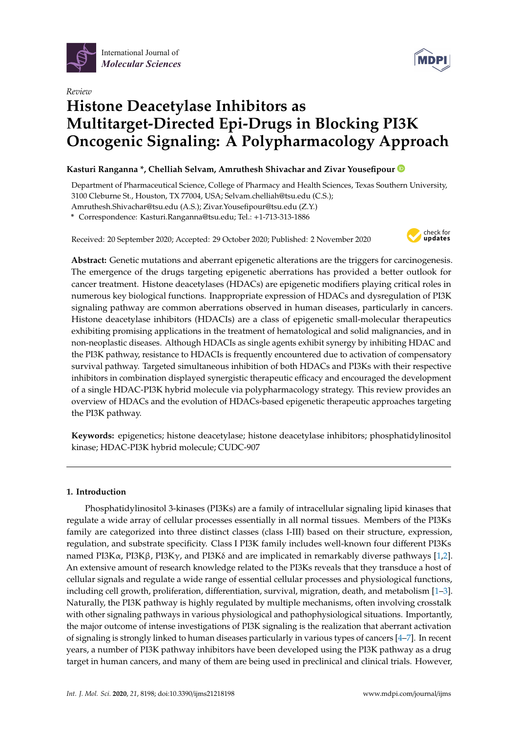International Journal of *Molecular Sciences*

*Review*

# Histone Deacetylase Inhibitors as Multitarget-Directed Epi-Drugs in Blocking PI3K Oncogenic Signaling: A Polypharmacology Approach

**Kasturi Ranganna \*, Chelliah Selvam, Amruthesh Shivachar and Zivar Yousefipour**

Department of Pharmaceutical Science, College of Pharmacy and Health Sciences, Texas Southern University, 3100 Cleburne St., Houston, TX 77004, USA; Selvam.chelliah@tsu.edu (C.S.); Amruthesh.Shivachar@tsu.edu (A.S.); Zivar.Yousefipour@tsu.edu (Z.Y.)

\* Correspondence: Kasturi.Ranganna@tsu.edu; Tel.: +1-713-313-1886

Received: 20 September 2020; Accepted: 29 October 2020; Published: 2 November 2020

**Abstract:** Genetic mutations and aberrant epigenetic alterations are the triggers for carcinogenesis. The emergence of the drugs targeting epigenetic aberrations has provided a better outlook for cancer treatment. Histone deacetylases (HDACs) are epigenetic modifiers playing critical roles in numerous key biological functions. Inappropriate expression of HDACs and dysregulation of PI3K signaling pathway are common aberrations observed in human diseases, particularly in cancers. Histone deacetylase inhibitors (HDACIs) are a class of epigenetic small-molecular therapeutics exhibiting promising applications in the treatment of hematological and solid malignancies, and in non-neoplastic diseases. Although HDACIs as single agents exhibit synergy by inhibiting HDAC and the PI3K pathway, resistance to HDACIs is frequently encountered due to activation of compensatory survival pathway. Targeted simultaneous inhibition of both HDACs and PI3Ks with their respective inhibitors in combination displayed synergistic therapeutic efficacy and encouraged the development of a single HDAC-PI3K hybrid molecule via polypharmacology strategy. This review provides an overview of HDACs and the evolution of HDACs-based epigenetic therapeutic approaches targeting the PI3K pathway.

**Keywords:** epigenetics; histone deacetylase; histone deacetylase inhibitors; phosphatidylinositol kinase; HDAC-PI3K hybrid molecule; CUDC-907

## 1. Introduction

Phosphatidylinositol 3-kinases (PI3Ks) are a family of intracellular signaling lipid kinases that regulate a wide array of cellular processes essentially in all normal tissues. Members of the PI3Ks family are categorized into three distinct classes (class I-III) based on their structure, expression, regulation, and substrate specificity. Class I PI3K family includes well-known four different PI3Ks named PI3Kα, PI3Kβ, PI3Kγ, and PI3Kδ and are implicated in remarkably diverse pathways [1,2]. An extensive amount of research knowledge related to the PI3Ks reveals that they transduce a host of cellular signals and regulate a wide range of essential cellular processes and physiological functions, including cell growth, proliferation, differentiation, survival, migration, death, and metabolism [1–3]. Naturally, the PI3K pathway is highly regulated by multiple mechanisms, often involving crosstalk with other signaling pathways in various physiological and pathophysiological situations. Importantly, the major outcome of intense investigations of PI3K signaling is the realization that aberrant activation of signaling is strongly linked to human diseases particularly in various types of cancers [4–7]. In recent years, a number of PI3K pathway inhibitors have been developed using the PI3K pathway as a drug target in human cancers, and many of them are being used in preclinical and clinical trials. However,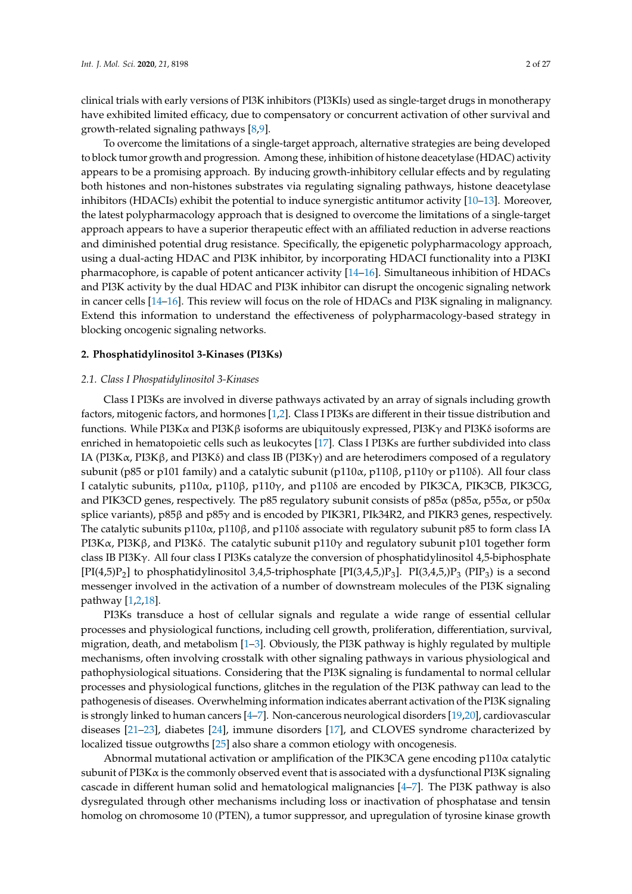clinical trials with early versions of PI3K inhibitors (PI3KIs) used as single-target drugs in monotherapy have exhibited limited efficacy, due to compensatory or concurrent activation of other survival and growth-related signaling pathways [8,9].

To overcome the limitations of a single-target approach, alternative strategies are being developed to block tumor growth and progression. Among these, inhibition of histone deacetylase (HDAC) activity appears to be a promising approach. By inducing growth-inhibitory cellular effects and by regulating both histones and non-histones substrates via regulating signaling pathways, histone deacetylase inhibitors (HDACIs) exhibit the potential to induce synergistic antitumor activity [10–13]. Moreover, the latest polypharmacology approach that is designed to overcome the limitations of a single-target approach appears to have a superior therapeutic effect with an affiliated reduction in adverse reactions and diminished potential drug resistance. Specifically, the epigenetic polypharmacology approach, using a dual-acting HDAC and PI3K inhibitor, by incorporating HDACI functionality into a PI3KI pharmacophore, is capable of potent anticancer activity [14–16]. Simultaneous inhibition of HDACs and PI3K activity by the dual HDAC and PI3K inhibitor can disrupt the oncogenic signaling network in cancer cells [14–16]. This review will focus on the role of HDACs and PI3K signaling in malignancy. Extend this information to understand the effectiveness of polypharmacology-based strategy in blocking oncogenic signaling networks.

## 2. Phosphatidylinositol 3-Kinases (PI3Ks)

### 2.1. Class I Phospatidylinositol 3-Kinases

Class I PI3Ks are involved in diverse pathways activated by an array of signals including growth factors, mitogenic factors, and hormones [1,2]. Class I PI3Ks are different in their tissue distribution and functions. While PI3Kα and PI3Kβ isoforms are ubiquitously expressed, PI3Kγ and PI3Kδ isoforms are enriched in hematopoietic cells such as leukocytes [17]. Class I PI3Ks are further subdivided into class IA (PI3Kα, PI3Kβ, and PI3Kδ) and class IB (PI3Kγ) and are heterodimers composed of a regulatory subunit (p85 or p101 family) and a catalytic subunit (p110α, p110β, p110γ or p110δ). All four class I catalytic subunits, p110α, p110β, p110γ, and p110δ are encoded by PIK3CA, PIK3CB, PIK3CG, and PIK3CD genes, respectively. The p85 regulatory subunit consists of p85α (p85α, p55α, or p50α splice variants), p85β and p85γ and is encoded by PIK3R1, PIk34R2, and PIKR3 genes, respectively. The catalytic subunits p110α, p110β, and p110δ associate with regulatory subunit p85 to form class IA PI3Kα, PI3Kβ, and PI3Kδ. The catalytic subunit p110γ and regulatory subunit p101 together form class IB PI3Kγ. All four class I PI3Ks catalyze the conversion of phosphatidylinositol 4,5-biphosphate [PI(4,5)$P_2$] to phosphatidylinositol 3,4,5-triphosphate [PI(3,4,5,)$P_3$]. PI(3,4,5,)$P_3$ ($PIP_3$) is a second messenger involved in the activation of a number of downstream molecules of the PI3K signaling pathway [1,2,18].

PI3Ks transduce a host of cellular signals and regulate a wide range of essential cellular processes and physiological functions, including cell growth, proliferation, differentiation, survival, migration, death, and metabolism [1–3]. Obviously, the PI3K pathway is highly regulated by multiple mechanisms, often involving crosstalk with other signaling pathways in various physiological and pathophysiological situations. Considering that the PI3K signaling is fundamental to normal cellular processes and physiological functions, glitches in the regulation of the PI3K pathway can lead to the pathogenesis of diseases. Overwhelming information indicates aberrant activation of the PI3K signaling is strongly linked to human cancers [4–7]. Non-cancerous neurological disorders [19,20], cardiovascular diseases [21–23], diabetes [24], immune disorders [17], and CLOVES syndrome characterized by localized tissue outgrowths [25] also share a common etiology with oncogenesis.

Abnormal mutational activation or amplification of the PIK3CA gene encoding p110α catalytic subunit of PI3Kα is the commonly observed event that is associated with a dysfunctional PI3K signaling cascade in different human solid and hematological malignancies [4–7]. The PI3K pathway is also dysregulated through other mechanisms including loss or inactivation of phosphatase and tensin homolog on chromosome 10 (PTEN), a tumor suppressor, and upregulation of tyrosine kinase growth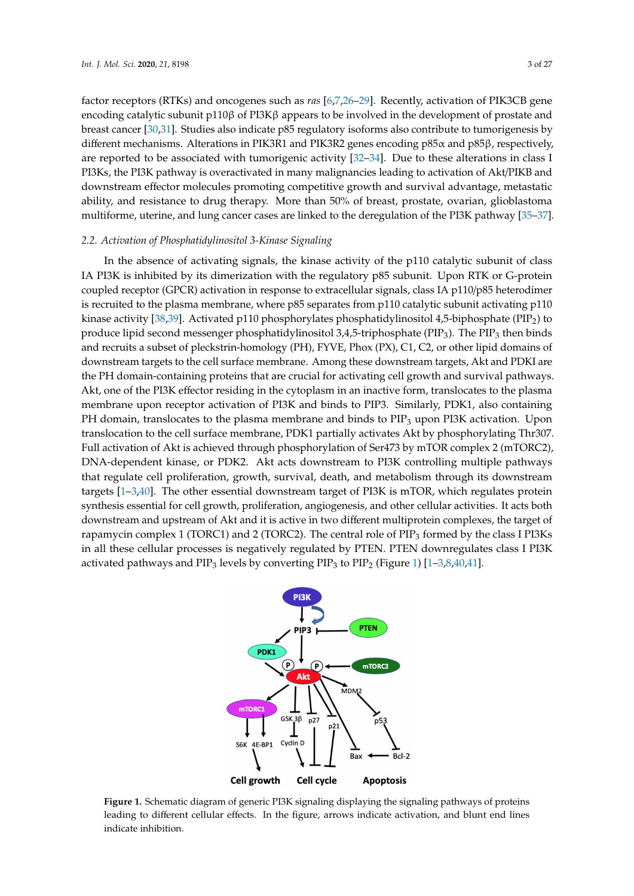factor receptors (RTKs) and oncogenes such as *ras* [6,7,26–29]. Recently, activation of PIK3CB gene encoding catalytic subunit p110β of PI3Kβ appears to be involved in the development of prostate and breast cancer [30,31]. Studies also indicate p85 regulatory isoforms also contribute to tumorigenesis by different mechanisms. Alterations in PIK3R1 and PIK3R2 genes encoding p85α and p85β, respectively, are reported to be associated with tumorigenic activity [32–34]. Due to these alterations in class I PI3Ks, the PI3K pathway is overactivated in many malignancies leading to activation of Akt/PIKB and downstream effector molecules promoting competitive growth and survival advantage, metastatic ability, and resistance to drug therapy. More than 50% of breast, prostate, ovarian, glioblastoma multiforme, uterine, and lung cancer cases are linked to the deregulation of the PI3K pathway [35–37].

### 2.2. Activation of Phosphatidylinositol 3-Kinase Signaling

In the absence of activating signals, the kinase activity of the p110 catalytic subunit of class IA PI3K is inhibited by its dimerization with the regulatory p85 subunit. Upon RTK or G-protein coupled receptor (GPCR) activation in response to extracellular signals, class IA p110/p85 heterodimer is recruited to the plasma membrane, where p85 separates from p110 catalytic subunit activating p110 kinase activity [38,39]. Activated p110 phosphorylates phosphatidylinositol 4,5-biphosphate ($PIP_2$) to produce lipid second messenger phosphatidylinositol 3,4,5-triphosphate ($PIP_3$). The $PIP_3$ then binds and recruits a subset of pleckstrin-homology (PH), FYVE, Phox (PX), C1, C2, or other lipid domains of downstream targets to the cell surface membrane. Among these downstream targets, Akt and PDKI are the PH domain-containing proteins that are crucial for activating cell growth and survival pathways. Akt, one of the PI3K effector residing in the cytoplasm in an inactive form, translocates to the plasma membrane upon receptor activation of PI3K and binds to PIP3. Similarly, PDK1, also containing PH domain, translocates to the plasma membrane and binds to $PIP_3$ upon PI3K activation. Upon translocation to the cell surface membrane, PDK1 partially activates Akt by phosphorylating Thr307. Full activation of Akt is achieved through phosphorylation of Ser473 by mTOR complex 2 (mTORC2), DNA-dependent kinase, or PDK2. Akt acts downstream to PI3K controlling multiple pathways that regulate cell proliferation, growth, survival, death, and metabolism through its downstream targets [1–3,40]. The other essential downstream target of PI3K is mTOR, which regulates protein synthesis essential for cell growth, proliferation, angiogenesis, and other cellular activities. It acts both downstream and upstream of Akt and it is active in two different multiprotein complexes, the target of rapamycin complex 1 (TORC1) and 2 (TORC2). The central role of $PIP_3$ formed by the class I PI3Ks in all these cellular processes is negatively regulated by PTEN. PTEN downregulates class I PI3K activated pathways and $PIP_3$ levels by converting $PIP_3$ to $PIP_2$ (Figure 1) [1–3,8,40,41].

**Figure 1.** Schematic diagram of generic PI3K signaling displaying the signaling pathways of proteins leading to different cellular effects. In the figure, arrows indicate activation, and blunt end lines indicate inhibition.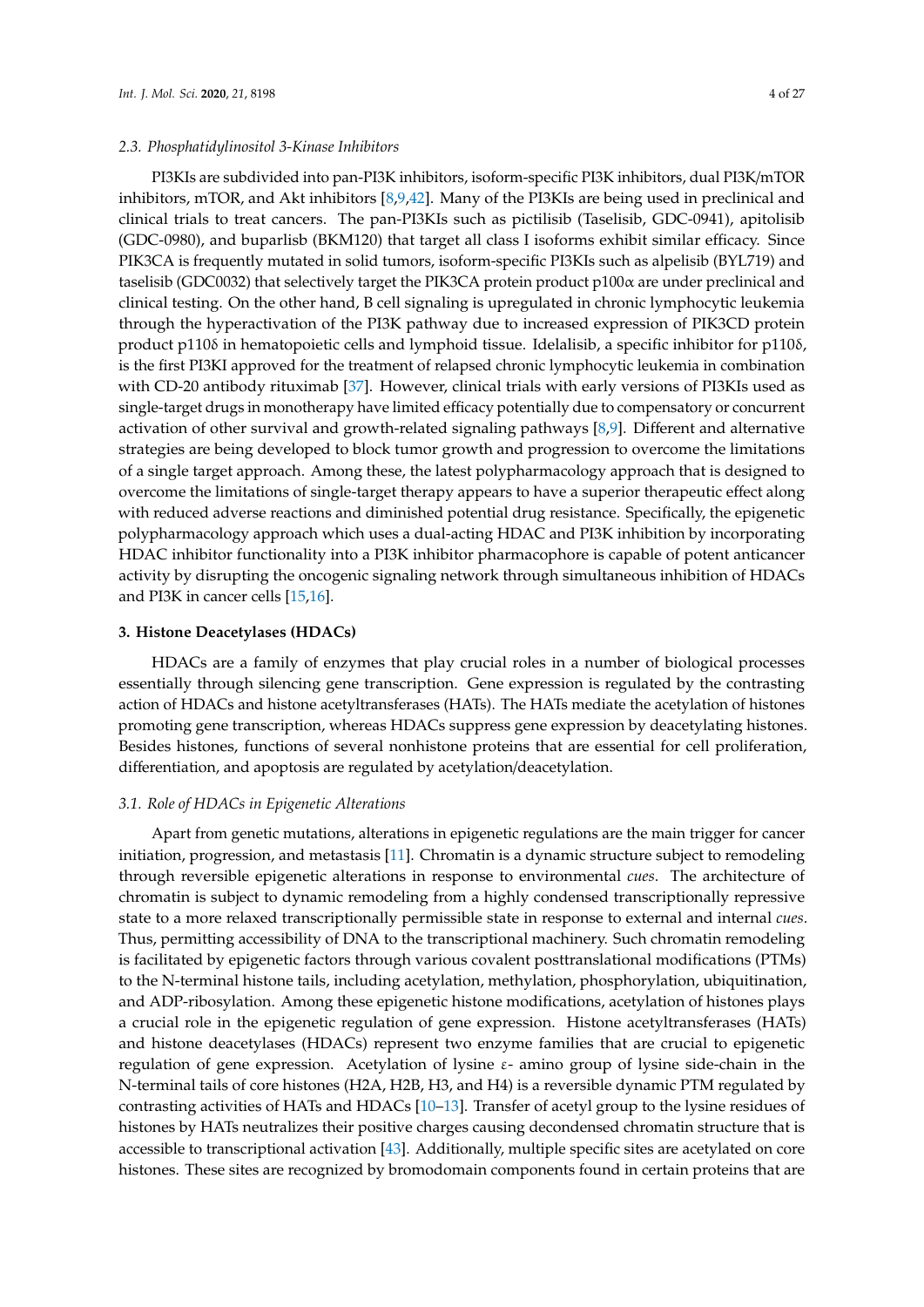### 2.3. Phosphatidylinositol 3-Kinase Inhibitors

PI3KIs are subdivided into pan-PI3K inhibitors, isoform-specific PI3K inhibitors, dual PI3K/mTOR inhibitors, mTOR, and Akt inhibitors [8,9,42]. Many of the PI3KIs are being used in preclinical and clinical trials to treat cancers. The pan-PI3KIs such as pictilisib (Taselisib, GDC-0941), apitolisib (GDC-0980), and buparlisb (BKM120) that target all class I isoforms exhibit similar efficacy. Since PIK3CA is frequently mutated in solid tumors, isoform-specific PI3KIs such as alpelisib (BYL719) and taselisib (GDC0032) that selectively target the PIK3CA protein product p100α are under preclinical and clinical testing. On the other hand, B cell signaling is upregulated in chronic lymphocytic leukemia through the hyperactivation of the PI3K pathway due to increased expression of PIK3CD protein product p110δ in hematopoietic cells and lymphoid tissue. Idelalisib, a specific inhibitor for p110δ, is the first PI3KI approved for the treatment of relapsed chronic lymphocytic leukemia in combination with CD-20 antibody rituximab [37]. However, clinical trials with early versions of PI3KIs used as single-target drugs in monotherapy have limited efficacy potentially due to compensatory or concurrent activation of other survival and growth-related signaling pathways [8,9]. Different and alternative strategies are being developed to block tumor growth and progression to overcome the limitations of a single target approach. Among these, the latest polypharmacology approach that is designed to overcome the limitations of single-target therapy appears to have a superior therapeutic effect along with reduced adverse reactions and diminished potential drug resistance. Specifically, the epigenetic polypharmacology approach which uses a dual-acting HDAC and PI3K inhibition by incorporating HDAC inhibitor functionality into a PI3K inhibitor pharmacophore is capable of potent anticancer activity by disrupting the oncogenic signaling network through simultaneous inhibition of HDACs and PI3K in cancer cells [15,16].

## 3. Histone Deacetylases (HDACs)

HDACs are a family of enzymes that play crucial roles in a number of biological processes essentially through silencing gene transcription. Gene expression is regulated by the contrasting action of HDACs and histone acetyltransferases (HATs). The HATs mediate the acetylation of histones promoting gene transcription, whereas HDACs suppress gene expression by deacetylating histones. Besides histones, functions of several nonhistone proteins that are essential for cell proliferation, differentiation, and apoptosis are regulated by acetylation/deacetylation.

### 3.1. Role of HDACs in Epigenetic Alterations

Apart from genetic mutations, alterations in epigenetic regulations are the main trigger for cancer initiation, progression, and metastasis [11]. Chromatin is a dynamic structure subject to remodeling through reversible epigenetic alterations in response to environmental *cues*. The architecture of chromatin is subject to dynamic remodeling from a highly condensed transcriptionally repressive state to a more relaxed transcriptionally permissible state in response to external and internal *cues*. Thus, permitting accessibility of DNA to the transcriptional machinery. Such chromatin remodeling is facilitated by epigenetic factors through various covalent posttranslational modifications (PTMs) to the N-terminal histone tails, including acetylation, methylation, phosphorylation, ubiquitination, and ADP-ribosylation. Among these epigenetic histone modifications, acetylation of histones plays a crucial role in the epigenetic regulation of gene expression. Histone acetyltransferases (HATs) and histone deacetylases (HDACs) represent two enzyme families that are crucial to epigenetic regulation of gene expression. Acetylation of lysine ε- amino group of lysine side-chain in the N-terminal tails of core histones (H2A, H2B, H3, and H4) is a reversible dynamic PTM regulated by contrasting activities of HATs and HDACs [10–13]. Transfer of acetyl group to the lysine residues of histones by HATs neutralizes their positive charges causing decondensed chromatin structure that is accessible to transcriptional activation [43]. Additionally, multiple specific sites are acetylated on core histones. These sites are recognized by bromodomain components found in certain proteins that are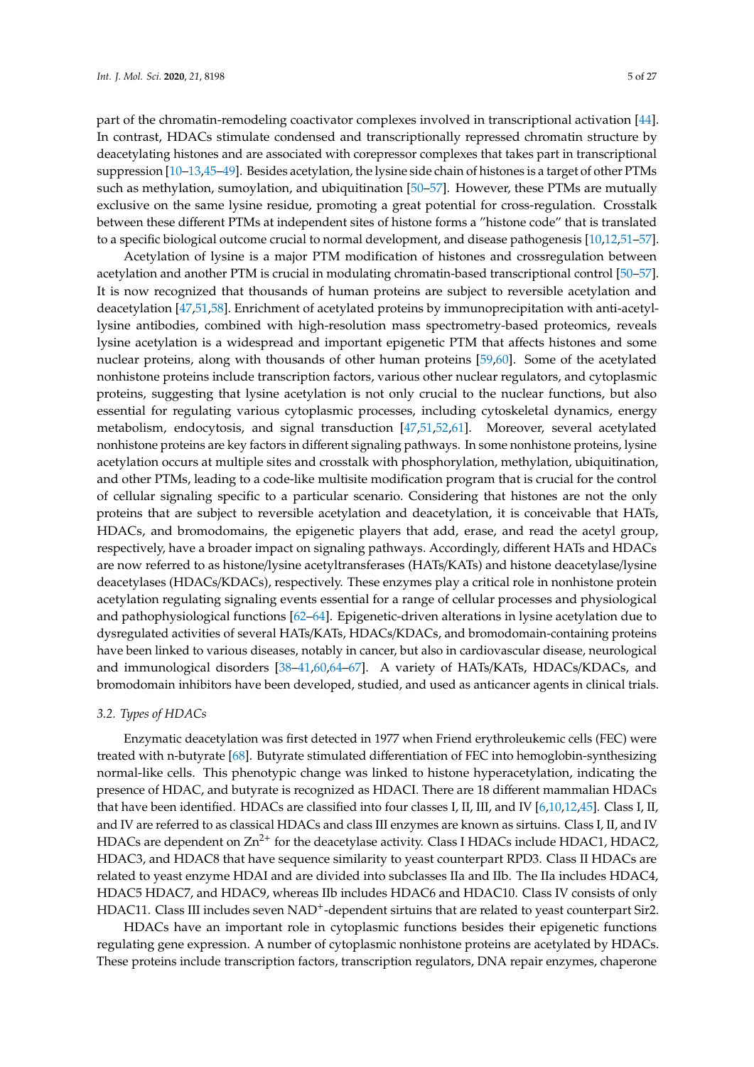part of the chromatin-remodeling coactivator complexes involved in transcriptional activation [44]. In contrast, HDACs stimulate condensed and transcriptionally repressed chromatin structure by deacetylating histones and are associated with corepressor complexes that takes part in transcriptional suppression [10–13,45–49]. Besides acetylation, the lysine side chain of histones is a target of other PTMs such as methylation, sumoylation, and ubiquitination [50–57]. However, these PTMs are mutually exclusive on the same lysine residue, promoting a great potential for cross-regulation. Crosstalk between these different PTMs at independent sites of histone forms a "histone code" that is translated to a specific biological outcome crucial to normal development, and disease pathogenesis [10,12,51–57].

Acetylation of lysine is a major PTM modification of histones and crossregulation between acetylation and another PTM is crucial in modulating chromatin-based transcriptional control [50–57]. It is now recognized that thousands of human proteins are subject to reversible acetylation and deacetylation [47,51,58]. Enrichment of acetylated proteins by immunoprecipitation with anti-acetyl-lysine antibodies, combined with high-resolution mass spectrometry-based proteomics, reveals lysine acetylation is a widespread and important epigenetic PTM that affects histones and some nuclear proteins, along with thousands of other human proteins [59,60]. Some of the acetylated nonhistone proteins include transcription factors, various other nuclear regulators, and cytoplasmic proteins, suggesting that lysine acetylation is not only crucial to the nuclear functions, but also essential for regulating various cytoplasmic processes, including cytoskeletal dynamics, energy metabolism, endocytosis, and signal transduction [47,51,52,61]. Moreover, several acetylated nonhistone proteins are key factors in different signaling pathways. In some nonhistone proteins, lysine acetylation occurs at multiple sites and crosstalk with phosphorylation, methylation, ubiquitination, and other PTMs, leading to a code-like multisite modification program that is crucial for the control of cellular signaling specific to a particular scenario. Considering that histones are not the only proteins that are subject to reversible acetylation and deacetylation, it is conceivable that HATs, HDACs, and bromodomains, the epigenetic players that add, erase, and read the acetyl group, respectively, have a broader impact on signaling pathways. Accordingly, different HATs and HDACs are now referred to as histone/lysine acetyltransferases (HATs/KATs) and histone deacetylase/lysine deacetylases (HDACs/KDACs), respectively. These enzymes play a critical role in nonhistone protein acetylation regulating signaling events essential for a range of cellular processes and physiological and pathophysiological functions [62–64]. Epigenetic-driven alterations in lysine acetylation due to dysregulated activities of several HATs/KATs, HDACs/KDACs, and bromodomain-containing proteins have been linked to various diseases, notably in cancer, but also in cardiovascular disease, neurological and immunological disorders [38–41,60,64–67]. A variety of HATs/KATs, HDACs/KDACs, and bromodomain inhibitors have been developed, studied, and used as anticancer agents in clinical trials.

### 3.2. Types of HDACs

Enzymatic deacetylation was first detected in 1977 when Friend erythroleukemic cells (FEC) were treated with n-butyrate [68]. Butyrate stimulated differentiation of FEC into hemoglobin-synthesizing normal-like cells. This phenotypic change was linked to histone hyperacetylation, indicating the presence of HDAC, and butyrate is recognized as HDACI. There are 18 different mammalian HDACs that have been identified. HDACs are classified into four classes I, II, III, and IV [6,10,12,45]. Class I, II, and IV are referred to as classical HDACs and class III enzymes are known as sirtuins. Class I, II, and IV HDACs are dependent on $Zn^{2+}$ for the deacetylase activity. Class I HDACs include HDAC1, HDAC2, HDAC3, and HDAC8 that have sequence similarity to yeast counterpart RPD3. Class II HDACs are related to yeast enzyme HDAI and are divided into subclasses IIa and IIb. The IIa includes HDAC4, HDAC5 HDAC7, and HDAC9, whereas IIb includes HDAC6 and HDAC10. Class IV consists of only HDAC11. Class III includes seven $NAD^+$-dependent sirtuins that are related to yeast counterpart Sir2.

HDACs have an important role in cytoplasmic functions besides their epigenetic functions regulating gene expression. A number of cytoplasmic nonhistone proteins are acetylated by HDACs. These proteins include transcription factors, transcription regulators, DNA repair enzymes, chaperone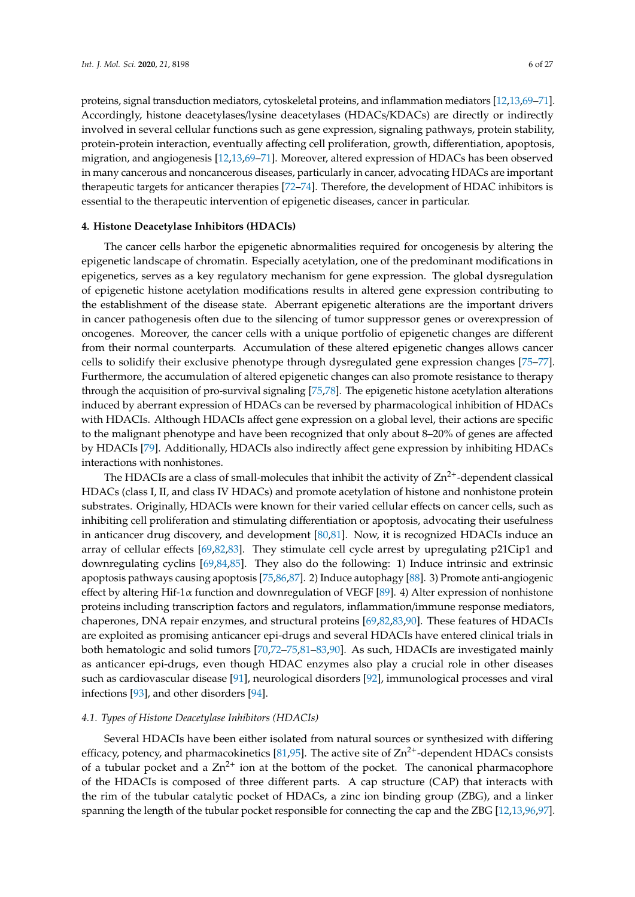proteins, signal transduction mediators, cytoskeletal proteins, and inflammation mediators [12,13,69–71]. Accordingly, histone deacetylases/lysine deacetylases (HDACs/KDACs) are directly or indirectly involved in several cellular functions such as gene expression, signaling pathways, protein stability, protein-protein interaction, eventually affecting cell proliferation, growth, differentiation, apoptosis, migration, and angiogenesis [12,13,69–71]. Moreover, altered expression of HDACs has been observed in many cancerous and noncancerous diseases, particularly in cancer, advocating HDACs are important therapeutic targets for anticancer therapies [72–74]. Therefore, the development of HDAC inhibitors is essential to the therapeutic intervention of epigenetic diseases, cancer in particular.

## 4. Histone Deacetylase Inhibitors (HDACIs)

The cancer cells harbor the epigenetic abnormalities required for oncogenesis by altering the epigenetic landscape of chromatin. Especially acetylation, one of the predominant modifications in epigenetics, serves as a key regulatory mechanism for gene expression. The global dysregulation of epigenetic histone acetylation modifications results in altered gene expression contributing to the establishment of the disease state. Aberrant epigenetic alterations are the important drivers in cancer pathogenesis often due to the silencing of tumor suppressor genes or overexpression of oncogenes. Moreover, the cancer cells with a unique portfolio of epigenetic changes are different from their normal counterparts. Accumulation of these altered epigenetic changes allows cancer cells to solidify their exclusive phenotype through dysregulated gene expression changes [75–77]. Furthermore, the accumulation of altered epigenetic changes can also promote resistance to therapy through the acquisition of pro-survival signaling [75,78]. The epigenetic histone acetylation alterations induced by aberrant expression of HDACs can be reversed by pharmacological inhibition of HDACs with HDACIs. Although HDACIs affect gene expression on a global level, their actions are specific to the malignant phenotype and have been recognized that only about 8–20% of genes are affected by HDACIs [79]. Additionally, HDACIs also indirectly affect gene expression by inhibiting HDACs interactions with nonhistones.

The HDACIs are a class of small-molecules that inhibit the activity of $Zn^{2+}$-dependent classical HDACs (class I, II, and class IV HDACs) and promote acetylation of histone and nonhistone protein substrates. Originally, HDACIs were known for their varied cellular effects on cancer cells, such as inhibiting cell proliferation and stimulating differentiation or apoptosis, advocating their usefulness in anticancer drug discovery, and development [80,81]. Now, it is recognized HDACIs induce an array of cellular effects [69,82,83]. They stimulate cell cycle arrest by upregulating p21Cip1 and downregulating cyclins [69,84,85]. They also do the following: 1) Induce intrinsic and extrinsic apoptosis pathways causing apoptosis [75,86,87]. 2) Induce autophagy [88]. 3) Promote anti-angiogenic effect by altering Hif-1$\alpha$ function and downregulation of VEGF [89]. 4) Alter expression of nonhistone proteins including transcription factors and regulators, inflammation/immune response mediators, chaperones, DNA repair enzymes, and structural proteins [69,82,83,90]. These features of HDACIs are exploited as promising anticancer epi-drugs and several HDACIs have entered clinical trials in both hematologic and solid tumors [70,72–75,81–83,90]. As such, HDACIs are investigated mainly as anticancer epi-drugs, even though HDAC enzymes also play a crucial role in other diseases such as cardiovascular disease [91], neurological disorders [92], immunological processes and viral infections [93], and other disorders [94].

### 4.1. Types of Histone Deacetylase Inhibitors (HDACIs)

Several HDACIs have been either isolated from natural sources or synthesized with differing efficacy, potency, and pharmacokinetics [81,95]. The active site of $Zn^{2+}$-dependent HDACs consists of a tubular pocket and a $Zn^{2+}$ ion at the bottom of the pocket. The canonical pharmacophore of the HDACIs is composed of three different parts. A cap structure (CAP) that interacts with the rim of the tubular catalytic pocket of HDACs, a zinc ion binding group (ZBG), and a linker spanning the length of the tubular pocket responsible for connecting the cap and the ZBG [12,13,96,97].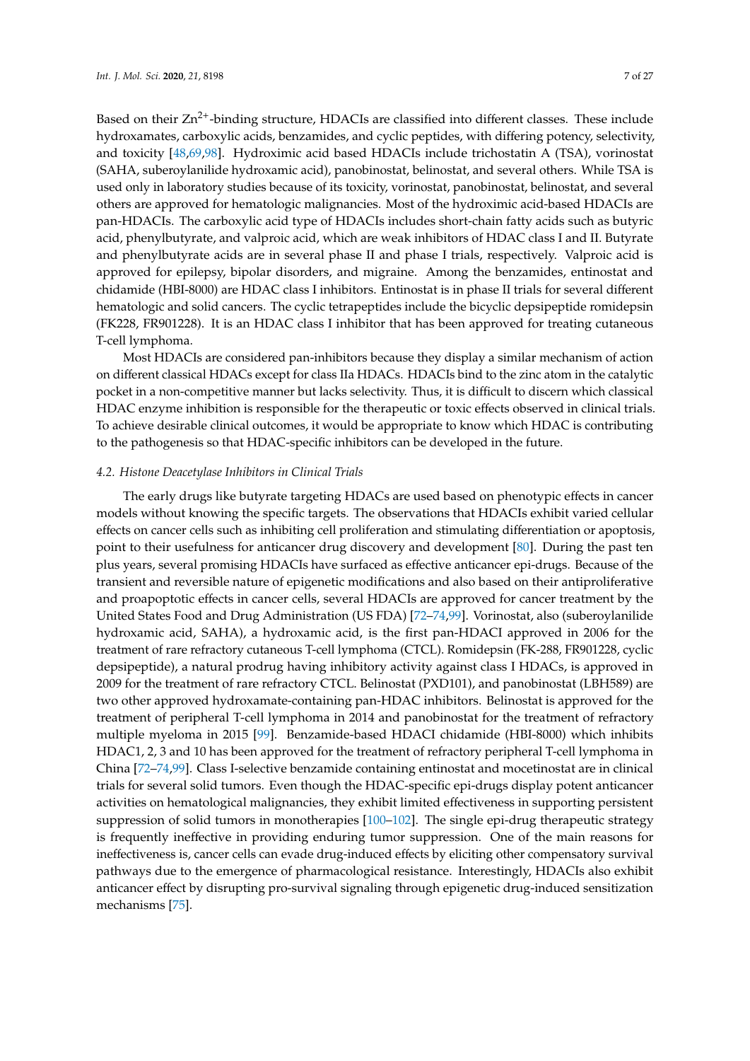Based on their $Zn^{2+}$-binding structure, HDACIs are classified into different classes. These include hydroxamates, carboxylic acids, benzamides, and cyclic peptides, with differing potency, selectivity, and toxicity [48,69,98]. Hydroximic acid based HDACIs include trichostatin A (TSA), vorinostat (SAHA, suberoylanilide hydroxamic acid), panobinostat, belinostat, and several others. While TSA is used only in laboratory studies because of its toxicity, vorinostat, panobinostat, belinostat, and several others are approved for hematologic malignancies. Most of the hydroximic acid-based HDACIs are pan-HDACIs. The carboxylic acid type of HDACIs includes short-chain fatty acids such as butyric acid, phenylbutyrate, and valproic acid, which are weak inhibitors of HDAC class I and II. Butyrate and phenylbutyrate acids are in several phase II and phase I trials, respectively. Valproic acid is approved for epilepsy, bipolar disorders, and migraine. Among the benzamides, entinostat and chidamide (HBI-8000) are HDAC class I inhibitors. Entinostat is in phase II trials for several different hematologic and solid cancers. The cyclic tetrapeptides include the bicyclic depsipeptide romidepsin (FK228, FR901228). It is an HDAC class I inhibitor that has been approved for treating cutaneous T-cell lymphoma.

Most HDACIs are considered pan-inhibitors because they display a similar mechanism of action on different classical HDACs except for class IIa HDACs. HDACIs bind to the zinc atom in the catalytic pocket in a non-competitive manner but lacks selectivity. Thus, it is difficult to discern which classical HDAC enzyme inhibition is responsible for the therapeutic or toxic effects observed in clinical trials. To achieve desirable clinical outcomes, it would be appropriate to know which HDAC is contributing to the pathogenesis so that HDAC-specific inhibitors can be developed in the future.

### *4.2. Histone Deacetylase Inhibitors in Clinical Trials*

The early drugs like butyrate targeting HDACs are used based on phenotypic effects in cancer models without knowing the specific targets. The observations that HDACIs exhibit varied cellular effects on cancer cells such as inhibiting cell proliferation and stimulating differentiation or apoptosis, point to their usefulness for anticancer drug discovery and development [80]. During the past ten plus years, several promising HDACIs have surfaced as effective anticancer epi-drugs. Because of the transient and reversible nature of epigenetic modifications and also based on their antiproliferative and proapoptotic effects in cancer cells, several HDACIs are approved for cancer treatment by the United States Food and Drug Administration (US FDA) [72–74,99]. Vorinostat, also (suberoylanilide hydroxamic acid, SAHA), a hydroxamic acid, is the first pan-HDACI approved in 2006 for the treatment of rare refractory cutaneous T-cell lymphoma (CTCL). Romidepsin (FK-288, FR901228, cyclic depsipeptide), a natural prodrug having inhibitory activity against class I HDACs, is approved in 2009 for the treatment of rare refractory CTCL. Belinostat (PXD101), and panobinostat (LBH589) are two other approved hydroxamate-containing pan-HDAC inhibitors. Belinostat is approved for the treatment of peripheral T-cell lymphoma in 2014 and panobinostat for the treatment of refractory multiple myeloma in 2015 [99]. Benzamide-based HDACI chidamide (HBI-8000) which inhibits HDAC1, 2, 3 and 10 has been approved for the treatment of refractory peripheral T-cell lymphoma in China [72–74,99]. Class I-selective benzamide containing entinostat and mocetinostat are in clinical trials for several solid tumors. Even though the HDAC-specific epi-drugs display potent anticancer activities on hematological malignancies, they exhibit limited effectiveness in supporting persistent suppression of solid tumors in monotherapies [100–102]. The single epi-drug therapeutic strategy is frequently ineffective in providing enduring tumor suppression. One of the main reasons for ineffectiveness is, cancer cells can evade drug-induced effects by eliciting other compensatory survival pathways due to the emergence of pharmacological resistance. Interestingly, HDACIs also exhibit anticancer effect by disrupting pro-survival signaling through epigenetic drug-induced sensitization mechanisms [75].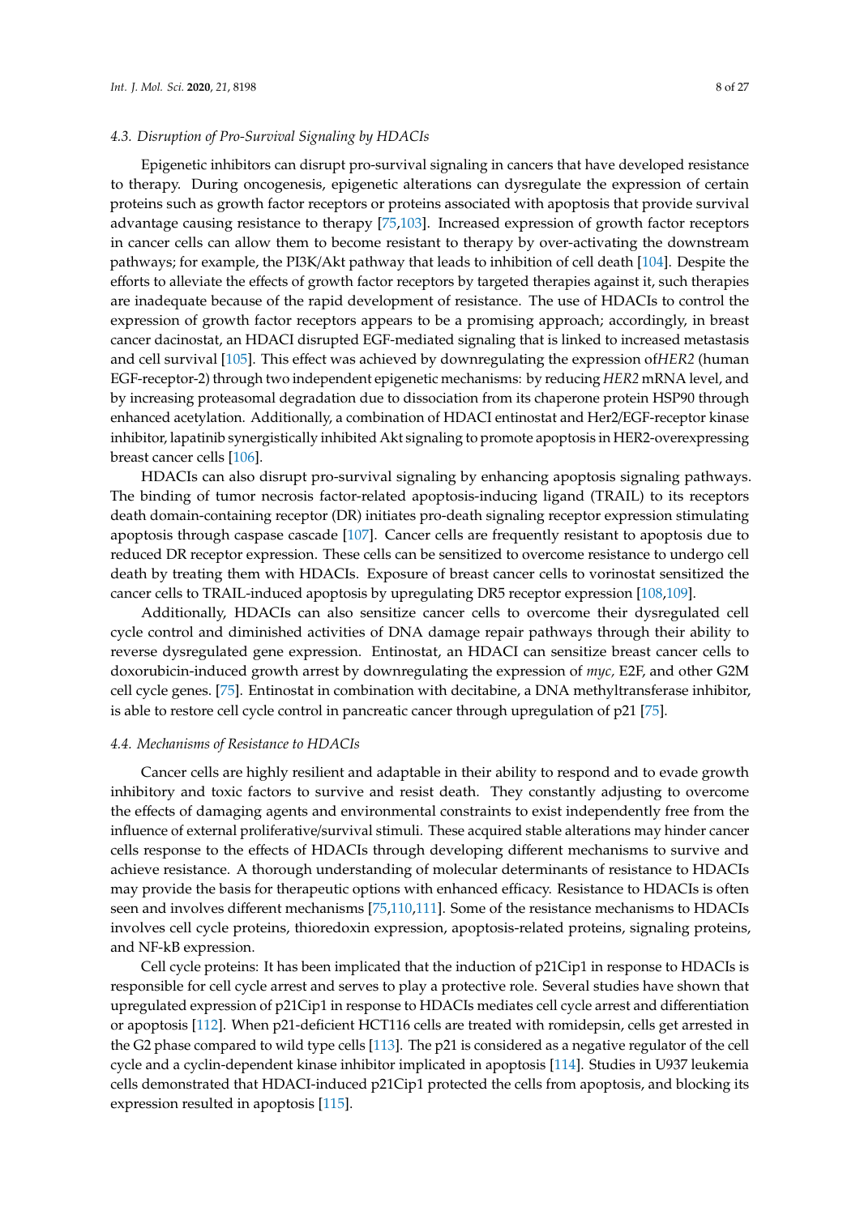### 4.3. Disruption of Pro-Survival Signaling by HDACIs

Epigenetic inhibitors can disrupt pro-survival signaling in cancers that have developed resistance to therapy. During oncogenesis, epigenetic alterations can dysregulate the expression of certain proteins such as growth factor receptors or proteins associated with apoptosis that provide survival advantage causing resistance to therapy [75,103]. Increased expression of growth factor receptors in cancer cells can allow them to become resistant to therapy by over-activating the downstream pathways; for example, the PI3K/Akt pathway that leads to inhibition of cell death [104]. Despite the efforts to alleviate the effects of growth factor receptors by targeted therapies against it, such therapies are inadequate because of the rapid development of resistance. The use of HDACIs to control the expression of growth factor receptors appears to be a promising approach; accordingly, in breast cancer dacinostat, an HDACI disrupted EGF-mediated signaling that is linked to increased metastasis and cell survival [105]. This effect was achieved by downregulating the expression of*HER2* (human EGF-receptor-2) through two independent epigenetic mechanisms: by reducing *HER2* mRNA level, and by increasing proteasomal degradation due to dissociation from its chaperone protein HSP90 through enhanced acetylation. Additionally, a combination of HDACI entinostat and Her2/EGF-receptor kinase inhibitor, lapatinib synergistically inhibited Akt signaling to promote apoptosis in HER2-overexpressing breast cancer cells [106].

HDACIs can also disrupt pro-survival signaling by enhancing apoptosis signaling pathways. The binding of tumor necrosis factor-related apoptosis-inducing ligand (TRAIL) to its receptors death domain-containing receptor (DR) initiates pro-death signaling receptor expression stimulating apoptosis through caspase cascade [107]. Cancer cells are frequently resistant to apoptosis due to reduced DR receptor expression. These cells can be sensitized to overcome resistance to undergo cell death by treating them with HDACIs. Exposure of breast cancer cells to vorinostat sensitized the cancer cells to TRAIL-induced apoptosis by upregulating DR5 receptor expression [108,109].

Additionally, HDACIs can also sensitize cancer cells to overcome their dysregulated cell cycle control and diminished activities of DNA damage repair pathways through their ability to reverse dysregulated gene expression. Entinostat, an HDACI can sensitize breast cancer cells to doxorubicin-induced growth arrest by downregulating the expression of *myc,* E2F, and other G2M cell cycle genes. [75]. Entinostat in combination with decitabine, a DNA methyltransferase inhibitor, is able to restore cell cycle control in pancreatic cancer through upregulation of p21 [75].

### 4.4. Mechanisms of Resistance to HDACIs

Cancer cells are highly resilient and adaptable in their ability to respond and to evade growth inhibitory and toxic factors to survive and resist death. They constantly adjusting to overcome the effects of damaging agents and environmental constraints to exist independently free from the influence of external proliferative/survival stimuli. These acquired stable alterations may hinder cancer cells response to the effects of HDACIs through developing different mechanisms to survive and achieve resistance. A thorough understanding of molecular determinants of resistance to HDACIs may provide the basis for therapeutic options with enhanced efficacy. Resistance to HDACIs is often seen and involves different mechanisms [75,110,111]. Some of the resistance mechanisms to HDACIs involves cell cycle proteins, thioredoxin expression, apoptosis-related proteins, signaling proteins, and NF-kB expression.

Cell cycle proteins: It has been implicated that the induction of p21Cip1 in response to HDACIs is responsible for cell cycle arrest and serves to play a protective role. Several studies have shown that upregulated expression of p21Cip1 in response to HDACIs mediates cell cycle arrest and differentiation or apoptosis [112]. When p21-deficient HCT116 cells are treated with romidepsin, cells get arrested in the G2 phase compared to wild type cells [113]. The p21 is considered as a negative regulator of the cell cycle and a cyclin-dependent kinase inhibitor implicated in apoptosis [114]. Studies in U937 leukemia cells demonstrated that HDACI-induced p21Cip1 protected the cells from apoptosis, and blocking its expression resulted in apoptosis [115].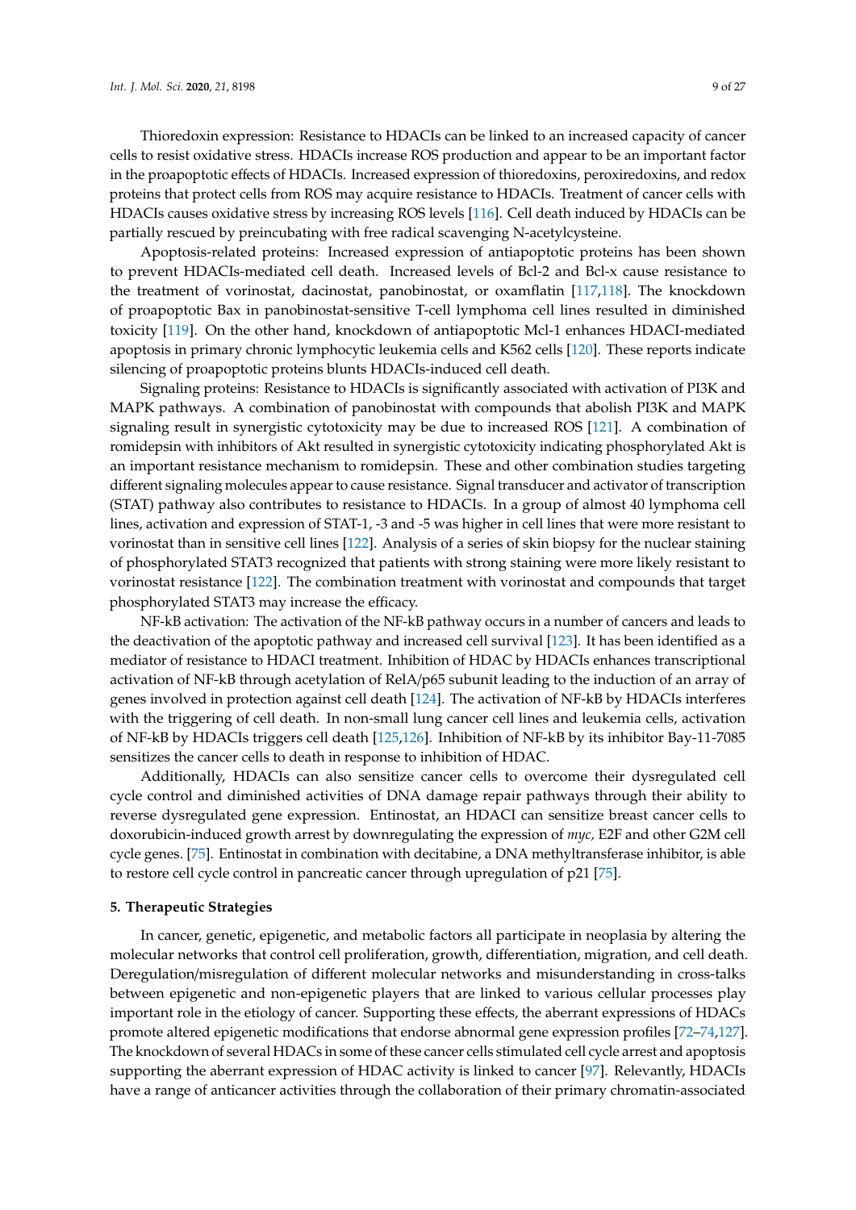Thioredoxin expression: Resistance to HDACIs can be linked to an increased capacity of cancer cells to resist oxidative stress. HDACIs increase ROS production and appear to be an important factor in the proapoptotic effects of HDACIs. Increased expression of thioredoxins, peroxiredoxins, and redox proteins that protect cells from ROS may acquire resistance to HDACIs. Treatment of cancer cells with HDACIs causes oxidative stress by increasing ROS levels [116]. Cell death induced by HDACIs can be partially rescued by preincubating with free radical scavenging N-acetylcysteine.

Apoptosis-related proteins: Increased expression of antiapoptotic proteins has been shown to prevent HDACIs-mediated cell death. Increased levels of Bcl-2 and Bcl-x cause resistance to the treatment of vorinostat, dacinostat, panobinostat, or oxamflatin [117,118]. The knockdown of proapoptotic Bax in panobinostat-sensitive T-cell lymphoma cell lines resulted in diminished toxicity [119]. On the other hand, knockdown of antiapoptotic Mcl-1 enhances HDACI-mediated apoptosis in primary chronic lymphocytic leukemia cells and K562 cells [120]. These reports indicate silencing of proapoptotic proteins blunts HDACIs-induced cell death.

Signaling proteins: Resistance to HDACIs is significantly associated with activation of PI3K and MAPK pathways. A combination of panobinostat with compounds that abolish PI3K and MAPK signaling result in synergistic cytotoxicity may be due to increased ROS [121]. A combination of romidepsin with inhibitors of Akt resulted in synergistic cytotoxicity indicating phosphorylated Akt is an important resistance mechanism to romidepsin. These and other combination studies targeting different signaling molecules appear to cause resistance. Signal transducer and activator of transcription (STAT) pathway also contributes to resistance to HDACIs. In a group of almost 40 lymphoma cell lines, activation and expression of STAT-1, -3 and -5 was higher in cell lines that were more resistant to vorinostat than in sensitive cell lines [122]. Analysis of a series of skin biopsy for the nuclear staining of phosphorylated STAT3 recognized that patients with strong staining were more likely resistant to vorinostat resistance [122]. The combination treatment with vorinostat and compounds that target phosphorylated STAT3 may increase the efficacy.

NF-kB activation: The activation of the NF-kB pathway occurs in a number of cancers and leads to the deactivation of the apoptotic pathway and increased cell survival [123]. It has been identified as a mediator of resistance to HDACI treatment. Inhibition of HDAC by HDACIs enhances transcriptional activation of NF-kB through acetylation of RelA/p65 subunit leading to the induction of an array of genes involved in protection against cell death [124]. The activation of NF-kB by HDACIs interferes with the triggering of cell death. In non-small lung cancer cell lines and leukemia cells, activation of NF-kB by HDACIs triggers cell death [125,126]. Inhibition of NF-kB by its inhibitor Bay-11-7085 sensitizes the cancer cells to death in response to inhibition of HDAC.

Additionally, HDACIs can also sensitize cancer cells to overcome their dysregulated cell cycle control and diminished activities of DNA damage repair pathways through their ability to reverse dysregulated gene expression. Entinostat, an HDACI can sensitize breast cancer cells to doxorubicin-induced growth arrest by downregulating the expression of *myc,* E2F and other G2M cell cycle genes. [75]. Entinostat in combination with decitabine, a DNA methyltransferase inhibitor, is able to restore cell cycle control in pancreatic cancer through upregulation of p21 [75].

## 5. Therapeutic Strategies

In cancer, genetic, epigenetic, and metabolic factors all participate in neoplasia by altering the molecular networks that control cell proliferation, growth, differentiation, migration, and cell death. Deregulation/misregulation of different molecular networks and misunderstanding in cross-talks between epigenetic and non-epigenetic players that are linked to various cellular processes play important role in the etiology of cancer. Supporting these effects, the aberrant expressions of HDACs promote altered epigenetic modifications that endorse abnormal gene expression profiles [72–74,127]. The knockdown of several HDACs in some of these cancer cells stimulated cell cycle arrest and apoptosis supporting the aberrant expression of HDAC activity is linked to cancer [97]. Relevantly, HDACIs have a range of anticancer activities through the collaboration of their primary chromatin-associated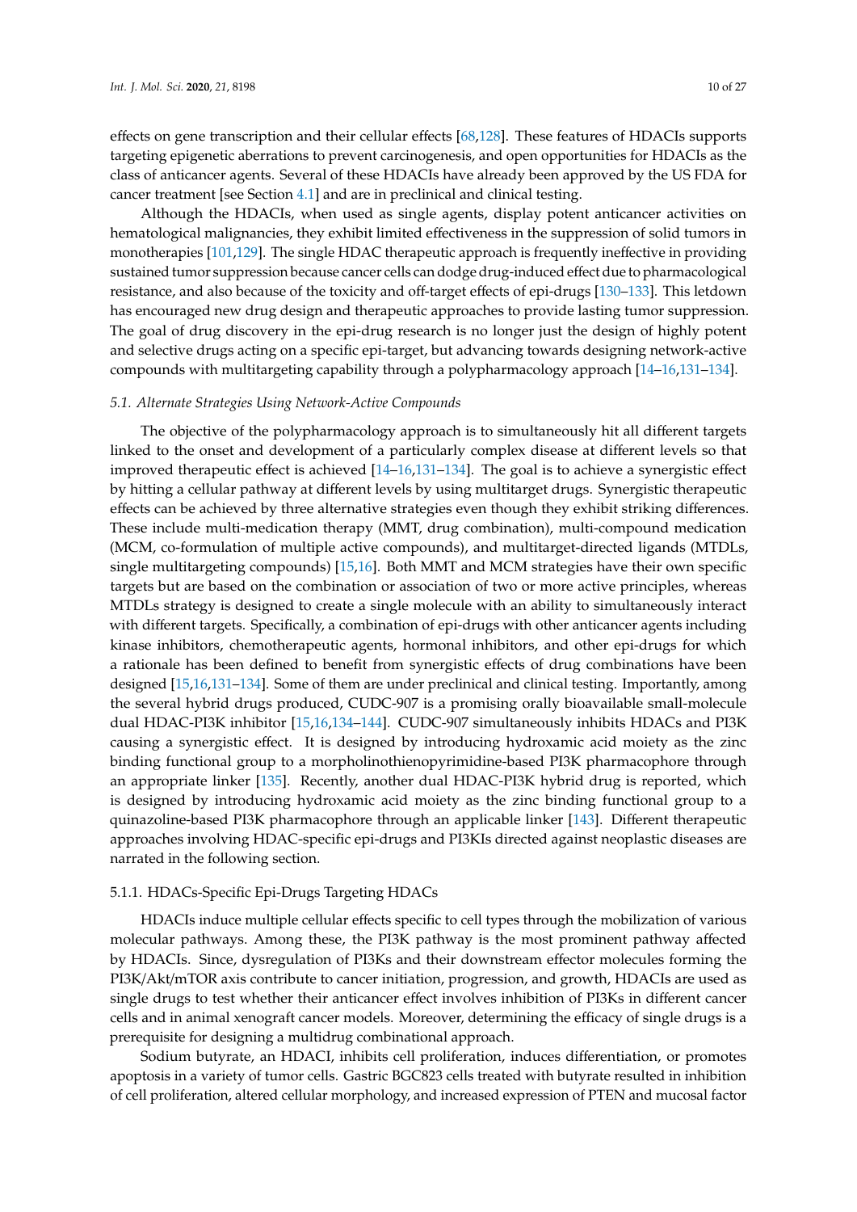effects on gene transcription and their cellular effects [68,128]. These features of HDACIs supports targeting epigenetic aberrations to prevent carcinogenesis, and open opportunities for HDACIs as the class of anticancer agents. Several of these HDACIs have already been approved by the US FDA for cancer treatment [see Section 4.1] and are in preclinical and clinical testing.

Although the HDACIs, when used as single agents, display potent anticancer activities on hematological malignancies, they exhibit limited effectiveness in the suppression of solid tumors in monotherapies [101,129]. The single HDAC therapeutic approach is frequently ineffective in providing sustained tumor suppression because cancer cells can dodge drug-induced effect due to pharmacological resistance, and also because of the toxicity and off-target effects of epi-drugs [130–133]. This letdown has encouraged new drug design and therapeutic approaches to provide lasting tumor suppression. The goal of drug discovery in the epi-drug research is no longer just the design of highly potent and selective drugs acting on a specific epi-target, but advancing towards designing network-active compounds with multitargeting capability through a polypharmacology approach [14–16,131–134].

### *5.1. Alternate Strategies Using Network-Active Compounds*

The objective of the polypharmacology approach is to simultaneously hit all different targets linked to the onset and development of a particularly complex disease at different levels so that improved therapeutic effect is achieved [14–16,131–134]. The goal is to achieve a synergistic effect by hitting a cellular pathway at different levels by using multitarget drugs. Synergistic therapeutic effects can be achieved by three alternative strategies even though they exhibit striking differences. These include multi-medication therapy (MMT, drug combination), multi-compound medication (MCM, co-formulation of multiple active compounds), and multitarget-directed ligands (MTDLs, single multitargeting compounds) [15,16]. Both MMT and MCM strategies have their own specific targets but are based on the combination or association of two or more active principles, whereas MTDLs strategy is designed to create a single molecule with an ability to simultaneously interact with different targets. Specifically, a combination of epi-drugs with other anticancer agents including kinase inhibitors, chemotherapeutic agents, hormonal inhibitors, and other epi-drugs for which a rationale has been defined to benefit from synergistic effects of drug combinations have been designed [15,16,131–134]. Some of them are under preclinical and clinical testing. Importantly, among the several hybrid drugs produced, CUDC-907 is a promising orally bioavailable small-molecule dual HDAC-PI3K inhibitor [15,16,134–144]. CUDC-907 simultaneously inhibits HDACs and PI3K causing a synergistic effect. It is designed by introducing hydroxamic acid moiety as the zinc binding functional group to a morpholinothienopyrimidine-based PI3K pharmacophore through an appropriate linker [135]. Recently, another dual HDAC-PI3K hybrid drug is reported, which is designed by introducing hydroxamic acid moiety as the zinc binding functional group to a quinazoline-based PI3K pharmacophore through an applicable linker [143]. Different therapeutic approaches involving HDAC-specific epi-drugs and PI3KIs directed against neoplastic diseases are narrated in the following section.

#### 5.1.1. HDACs-Specific Epi-Drugs Targeting HDACs

HDACIs induce multiple cellular effects specific to cell types through the mobilization of various molecular pathways. Among these, the PI3K pathway is the most prominent pathway affected by HDACIs. Since, dysregulation of PI3Ks and their downstream effector molecules forming the PI3K/Akt/mTOR axis contribute to cancer initiation, progression, and growth, HDACIs are used as single drugs to test whether their anticancer effect involves inhibition of PI3Ks in different cancer cells and in animal xenograft cancer models. Moreover, determining the efficacy of single drugs is a prerequisite for designing a multidrug combinational approach.

Sodium butyrate, an HDACI, inhibits cell proliferation, induces differentiation, or promotes apoptosis in a variety of tumor cells. Gastric BGC823 cells treated with butyrate resulted in inhibition of cell proliferation, altered cellular morphology, and increased expression of PTEN and mucosal factor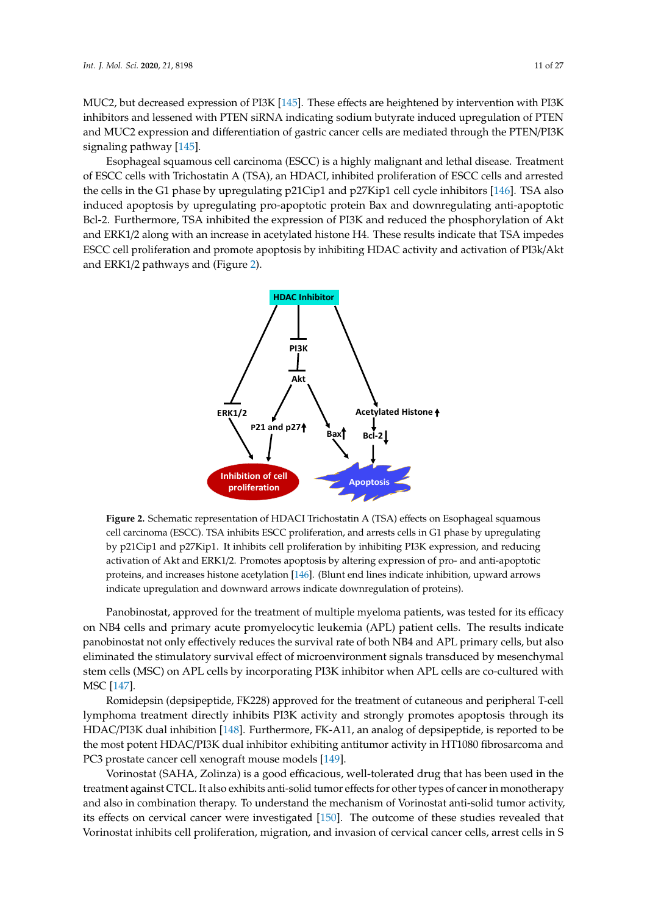MUC2, but decreased expression of PI3K [145]. These effects are heightened by intervention with PI3K inhibitors and lessened with PTEN siRNA indicating sodium butyrate induced upregulation of PTEN and MUC2 expression and differentiation of gastric cancer cells are mediated through the PTEN/PI3K signaling pathway [145].

Esophageal squamous cell carcinoma (ESCC) is a highly malignant and lethal disease. Treatment of ESCC cells with Trichostatin A (TSA), an HDACI, inhibited proliferation of ESCC cells and arrested the cells in the G1 phase by upregulating p21Cip1 and p27Kip1 cell cycle inhibitors [146]. TSA also induced apoptosis by upregulating pro-apoptotic protein Bax and downregulating anti-apoptotic Bcl-2. Furthermore, TSA inhibited the expression of PI3K and reduced the phosphorylation of Akt and ERK1/2 along with an increase in acetylated histone H4. These results indicate that TSA impedes ESCC cell proliferation and promote apoptosis by inhibiting HDAC activity and activation of PI3k/Akt and ERK1/2 pathways and (Figure 2).

**Figure 2.** Schematic representation of HDACI Trichostatin A (TSA) effects on Esophageal squamous cell carcinoma (ESCC). TSA inhibits ESCC proliferation, and arrests cells in G1 phase by upregulating by p21Cip1 and p27Kip1. It inhibits cell proliferation by inhibiting PI3K expression, and reducing activation of Akt and ERK1/2. Promotes apoptosis by altering expression of pro- and anti-apoptotic proteins, and increases histone acetylation [146]. (Blunt end lines indicate inhibition, upward arrows indicate upregulation and downward arrows indicate downregulation of proteins).

Panobinostat, approved for the treatment of multiple myeloma patients, was tested for its efficacy on NB4 cells and primary acute promyelocytic leukemia (APL) patient cells. The results indicate panobinostat not only effectively reduces the survival rate of both NB4 and APL primary cells, but also eliminated the stimulatory survival effect of microenvironment signals transduced by mesenchymal stem cells (MSC) on APL cells by incorporating PI3K inhibitor when APL cells are co-cultured with MSC [147].

Romidepsin (depsipeptide, FK228) approved for the treatment of cutaneous and peripheral T-cell lymphoma treatment directly inhibits PI3K activity and strongly promotes apoptosis through its HDAC/PI3K dual inhibition [148]. Furthermore, FK-A11, an analog of depsipeptide, is reported to be the most potent HDAC/PI3K dual inhibitor exhibiting antitumor activity in HT1080 fibrosarcoma and PC3 prostate cancer cell xenograft mouse models [149].

Vorinostat (SAHA, Zolinza) is a good efficacious, well-tolerated drug that has been used in the treatment against CTCL. It also exhibits anti-solid tumor effects for other types of cancer in monotherapy and also in combination therapy. To understand the mechanism of Vorinostat anti-solid tumor activity, its effects on cervical cancer were investigated [150]. The outcome of these studies revealed that Vorinostat inhibits cell proliferation, migration, and invasion of cervical cancer cells, arrest cells in S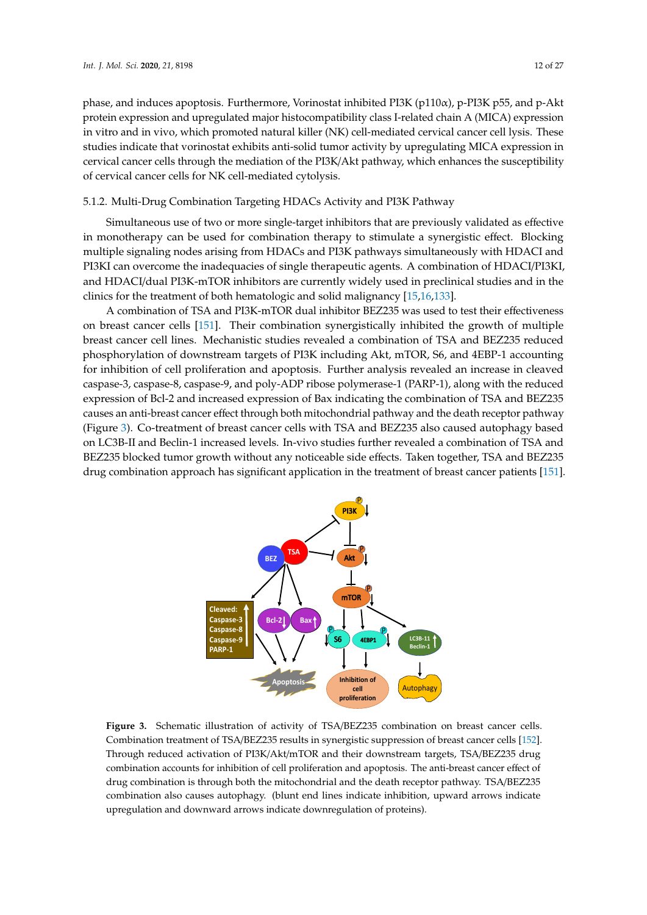phase, and induces apoptosis. Furthermore, Vorinostat inhibited PI3K (p110α), p-PI3K p55, and p-Akt protein expression and upregulated major histocompatibility class I-related chain A (MICA) expression in vitro and in vivo, which promoted natural killer (NK) cell-mediated cervical cancer cell lysis. These studies indicate that vorinostat exhibits anti-solid tumor activity by upregulating MICA expression in cervical cancer cells through the mediation of the PI3K/Akt pathway, which enhances the susceptibility of cervical cancer cells for NK cell-mediated cytolysis.

#### 5.1.2. Multi-Drug Combination Targeting HDACs Activity and PI3K Pathway

Simultaneous use of two or more single-target inhibitors that are previously validated as effective in monotherapy can be used for combination therapy to stimulate a synergistic effect. Blocking multiple signaling nodes arising from HDACs and PI3K pathways simultaneously with HDACI and PI3KI can overcome the inadequacies of single therapeutic agents. A combination of HDACI/PI3KI, and HDACI/dual PI3K-mTOR inhibitors are currently widely used in preclinical studies and in the clinics for the treatment of both hematologic and solid malignancy [15,16,133].

A combination of TSA and PI3K-mTOR dual inhibitor BEZ235 was used to test their effectiveness on breast cancer cells [151]. Their combination synergistically inhibited the growth of multiple breast cancer cell lines. Mechanistic studies revealed a combination of TSA and BEZ235 reduced phosphorylation of downstream targets of PI3K including Akt, mTOR, S6, and 4EBP-1 accounting for inhibition of cell proliferation and apoptosis. Further analysis revealed an increase in cleaved caspase-3, caspase-8, caspase-9, and poly-ADP ribose polymerase-1 (PARP-1), along with the reduced expression of Bcl-2 and increased expression of Bax indicating the combination of TSA and BEZ235 causes an anti-breast cancer effect through both mitochondrial pathway and the death receptor pathway (Figure 3). Co-treatment of breast cancer cells with TSA and BEZ235 also caused autophagy based on LC3B-II and Beclin-1 increased levels. In-vivo studies further revealed a combination of TSA and BEZ235 blocked tumor growth without any noticeable side effects. Taken together, TSA and BEZ235 drug combination approach has significant application in the treatment of breast cancer patients [151].

**Figure 3.** Schematic illustration of activity of TSA/BEZ235 combination on breast cancer cells. Combination treatment of TSA/BEZ235 results in synergistic suppression of breast cancer cells [152]. Through reduced activation of PI3K/Akt/mTOR and their downstream targets, TSA/BEZ235 drug combination accounts for inhibition of cell proliferation and apoptosis. The anti-breast cancer effect of drug combination is through both the mitochondrial and the death receptor pathway. TSA/BEZ235 combination also causes autophagy. (blunt end lines indicate inhibition, upward arrows indicate upregulation and downward arrows indicate downregulation of proteins).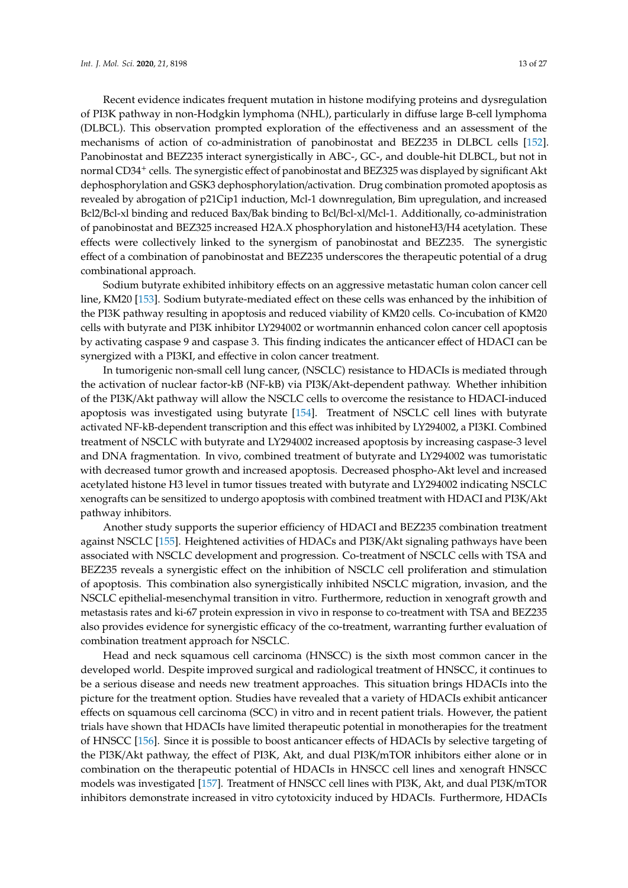Recent evidence indicates frequent mutation in histone modifying proteins and dysregulation of PI3K pathway in non-Hodgkin lymphoma (NHL), particularly in diffuse large B-cell lymphoma (DLBCL). This observation prompted exploration of the effectiveness and an assessment of the mechanisms of action of co-administration of panobinostat and BEZ235 in DLBCL cells [152]. Panobinostat and BEZ235 interact synergistically in ABC-, GC-, and double-hit DLBCL, but not in normal CD34$^+$ cells. The synergistic effect of panobinostat and BEZ325 was displayed by significant Akt dephosphorylation and GSK3 dephosphorylation/activation. Drug combination promoted apoptosis as revealed by abrogation of p21Cip1 induction, Mcl-1 downregulation, Bim upregulation, and increased Bcl2/Bcl-xl binding and reduced Bax/Bak binding to Bcl/Bcl-xl/Mcl-1. Additionally, co-administration of panobinostat and BEZ325 increased H2A.X phosphorylation and histoneH3/H4 acetylation. These effects were collectively linked to the synergism of panobinostat and BEZ235. The synergistic effect of a combination of panobinostat and BEZ235 underscores the therapeutic potential of a drug combinational approach.

Sodium butyrate exhibited inhibitory effects on an aggressive metastatic human colon cancer cell line, KM20 [153]. Sodium butyrate-mediated effect on these cells was enhanced by the inhibition of the PI3K pathway resulting in apoptosis and reduced viability of KM20 cells. Co-incubation of KM20 cells with butyrate and PI3K inhibitor LY294002 or wortmannin enhanced colon cancer cell apoptosis by activating caspase 9 and caspase 3. This finding indicates the anticancer effect of HDACI can be synergized with a PI3KI, and effective in colon cancer treatment.

In tumorigenic non-small cell lung cancer, (NSCLC) resistance to HDACIs is mediated through the activation of nuclear factor-kB (NF-kB) via PI3K/Akt-dependent pathway. Whether inhibition of the PI3K/Akt pathway will allow the NSCLC cells to overcome the resistance to HDACI-induced apoptosis was investigated using butyrate [154]. Treatment of NSCLC cell lines with butyrate activated NF-kB-dependent transcription and this effect was inhibited by LY294002, a PI3KI. Combined treatment of NSCLC with butyrate and LY294002 increased apoptosis by increasing caspase-3 level and DNA fragmentation. In vivo, combined treatment of butyrate and LY294002 was tumoristatic with decreased tumor growth and increased apoptosis. Decreased phospho-Akt level and increased acetylated histone H3 level in tumor tissues treated with butyrate and LY294002 indicating NSCLC xenografts can be sensitized to undergo apoptosis with combined treatment with HDACI and PI3K/Akt pathway inhibitors.

Another study supports the superior efficiency of HDACI and BEZ235 combination treatment against NSCLC [155]. Heightened activities of HDACs and PI3K/Akt signaling pathways have been associated with NSCLC development and progression. Co-treatment of NSCLC cells with TSA and BEZ235 reveals a synergistic effect on the inhibition of NSCLC cell proliferation and stimulation of apoptosis. This combination also synergistically inhibited NSCLC migration, invasion, and the NSCLC epithelial-mesenchymal transition in vitro. Furthermore, reduction in xenograft growth and metastasis rates and ki-67 protein expression in vivo in response to co-treatment with TSA and BEZ235 also provides evidence for synergistic efficacy of the co-treatment, warranting further evaluation of combination treatment approach for NSCLC.

Head and neck squamous cell carcinoma (HNSCC) is the sixth most common cancer in the developed world. Despite improved surgical and radiological treatment of HNSCC, it continues to be a serious disease and needs new treatment approaches. This situation brings HDACIs into the picture for the treatment option. Studies have revealed that a variety of HDACIs exhibit anticancer effects on squamous cell carcinoma (SCC) in vitro and in recent patient trials. However, the patient trials have shown that HDACIs have limited therapeutic potential in monotherapies for the treatment of HNSCC [156]. Since it is possible to boost anticancer effects of HDACIs by selective targeting of the PI3K/Akt pathway, the effect of PI3K, Akt, and dual PI3K/mTOR inhibitors either alone or in combination on the therapeutic potential of HDACIs in HNSCC cell lines and xenograft HNSCC models was investigated [157]. Treatment of HNSCC cell lines with PI3K, Akt, and dual PI3K/mTOR inhibitors demonstrate increased in vitro cytotoxicity induced by HDACIs. Furthermore, HDACIs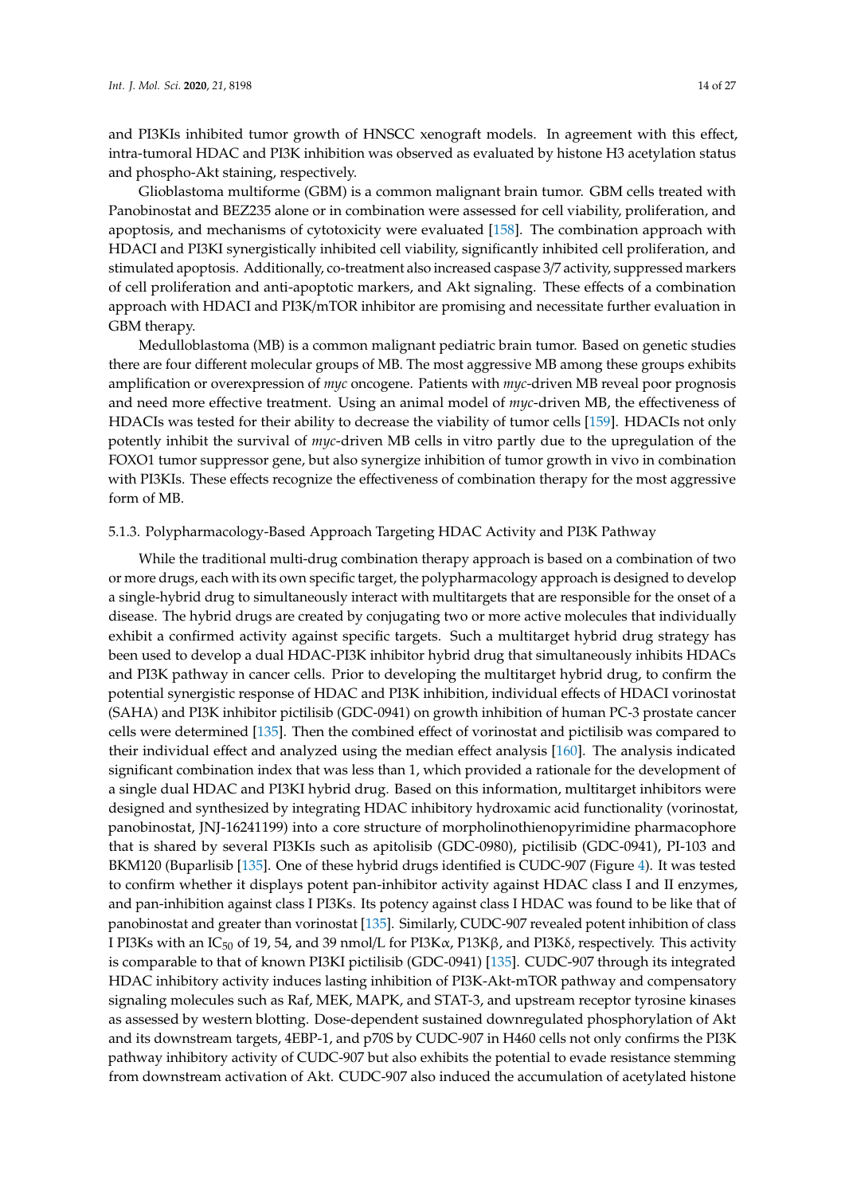and PI3KIs inhibited tumor growth of HNSCC xenograft models. In agreement with this effect, intra-tumoral HDAC and PI3K inhibition was observed as evaluated by histone H3 acetylation status and phospho-Akt staining, respectively.

Glioblastoma multiforme (GBM) is a common malignant brain tumor. GBM cells treated with Panobinostat and BEZ235 alone or in combination were assessed for cell viability, proliferation, and apoptosis, and mechanisms of cytotoxicity were evaluated [158]. The combination approach with HDACI and PI3KI synergistically inhibited cell viability, significantly inhibited cell proliferation, and stimulated apoptosis. Additionally, co-treatment also increased caspase 3/7 activity, suppressed markers of cell proliferation and anti-apoptotic markers, and Akt signaling. These effects of a combination approach with HDACI and PI3K/mTOR inhibitor are promising and necessitate further evaluation in GBM therapy.

Medulloblastoma (MB) is a common malignant pediatric brain tumor. Based on genetic studies there are four different molecular groups of MB. The most aggressive MB among these groups exhibits amplification or overexpression of *myc* oncogene. Patients with *myc*-driven MB reveal poor prognosis and need more effective treatment. Using an animal model of *myc*-driven MB, the effectiveness of HDACIs was tested for their ability to decrease the viability of tumor cells [159]. HDACIs not only potently inhibit the survival of *myc*-driven MB cells in vitro partly due to the upregulation of the FOXO1 tumor suppressor gene, but also synergize inhibition of tumor growth in vivo in combination with PI3KIs. These effects recognize the effectiveness of combination therapy for the most aggressive form of MB.

#### 5.1.3. Polypharmacology-Based Approach Targeting HDAC Activity and PI3K Pathway

While the traditional multi-drug combination therapy approach is based on a combination of two or more drugs, each with its own specific target, the polypharmacology approach is designed to develop a single-hybrid drug to simultaneously interact with multitargets that are responsible for the onset of a disease. The hybrid drugs are created by conjugating two or more active molecules that individually exhibit a confirmed activity against specific targets. Such a multitarget hybrid drug strategy has been used to develop a dual HDAC-PI3K inhibitor hybrid drug that simultaneously inhibits HDACs and PI3K pathway in cancer cells. Prior to developing the multitarget hybrid drug, to confirm the potential synergistic response of HDAC and PI3K inhibition, individual effects of HDACI vorinostat (SAHA) and PI3K inhibitor pictilisib (GDC-0941) on growth inhibition of human PC-3 prostate cancer cells were determined [135]. Then the combined effect of vorinostat and pictilisib was compared to their individual effect and analyzed using the median effect analysis [160]. The analysis indicated significant combination index that was less than 1, which provided a rationale for the development of a single dual HDAC and PI3KI hybrid drug. Based on this information, multitarget inhibitors were designed and synthesized by integrating HDAC inhibitory hydroxamic acid functionality (vorinostat, panobinostat, JNJ-16241199) into a core structure of morpholinothienopyrimidine pharmacophore that is shared by several PI3KIs such as apitolisib (GDC-0980), pictilisib (GDC-0941), PI-103 and BKM120 (Buparlisib [135]. One of these hybrid drugs identified is CUDC-907 (Figure 4). It was tested to confirm whether it displays potent pan-inhibitor activity against HDAC class I and II enzymes, and pan-inhibition against class I PI3Ks. Its potency against class I HDAC was found to be like that of panobinostat and greater than vorinostat [135]. Similarly, CUDC-907 revealed potent inhibition of class I PI3Ks with an $IC_{50}$ of 19, 54, and 39 nmol/L for PI3K$\alpha$, P13K$\beta$, and PI3K$\delta$, respectively. This activity is comparable to that of known PI3KI pictilisib (GDC-0941) [135]. CUDC-907 through its integrated HDAC inhibitory activity induces lasting inhibition of PI3K-Akt-mTOR pathway and compensatory signaling molecules such as Raf, MEK, MAPK, and STAT-3, and upstream receptor tyrosine kinases as assessed by western blotting. Dose-dependent sustained downregulated phosphorylation of Akt and its downstream targets, 4EBP-1, and p70S by CUDC-907 in H460 cells not only confirms the PI3K pathway inhibitory activity of CUDC-907 but also exhibits the potential to evade resistance stemming from downstream activation of Akt. CUDC-907 also induced the accumulation of acetylated histone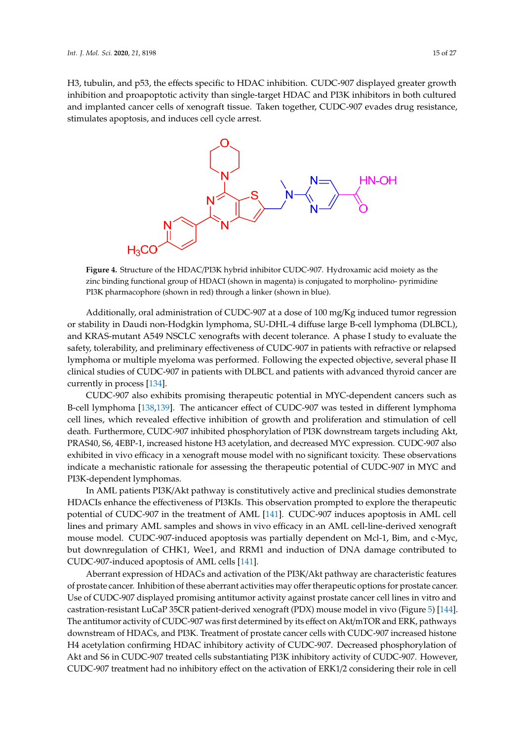H3, tubulin, and p53, the effects specific to HDAC inhibition. CUDC-907 displayed greater growth inhibition and proapoptotic activity than single-target HDAC and PI3K inhibitors in both cultured and implanted cancer cells of xenograft tissue. Taken together, CUDC-907 evades drug resistance, stimulates apoptosis, and induces cell cycle arrest.

**Figure 4.** Structure of the HDAC/PI3K hybrid inhibitor CUDC-907. Hydroxamic acid moiety as the zinc binding functional group of HDACI (shown in magenta) is conjugated to morpholino- pyrimidine PI3K pharmacophore (shown in red) through a linker (shown in blue).

Additionally, oral administration of CUDC-907 at a dose of 100 mg/Kg induced tumor regression or stability in Daudi non-Hodgkin lymphoma, SU-DHL-4 diffuse large B-cell lymphoma (DLBCL), and KRAS-mutant A549 NSCLC xenografts with decent tolerance. A phase I study to evaluate the safety, tolerability, and preliminary effectiveness of CUDC-907 in patients with refractive or relapsed lymphoma or multiple myeloma was performed. Following the expected objective, several phase II clinical studies of CUDC-907 in patients with DLBCL and patients with advanced thyroid cancer are currently in process [134].

CUDC-907 also exhibits promising therapeutic potential in MYC-dependent cancers such as B-cell lymphoma [138,139]. The anticancer effect of CUDC-907 was tested in different lymphoma cell lines, which revealed effective inhibition of growth and proliferation and stimulation of cell death. Furthermore, CUDC-907 inhibited phosphorylation of PI3K downstream targets including Akt, PRAS40, S6, 4EBP-1, increased histone H3 acetylation, and decreased MYC expression. CUDC-907 also exhibited in vivo efficacy in a xenograft mouse model with no significant toxicity. These observations indicate a mechanistic rationale for assessing the therapeutic potential of CUDC-907 in MYC and PI3K-dependent lymphomas.

In AML patients PI3K/Akt pathway is constitutively active and preclinical studies demonstrate HDACIs enhance the effectiveness of PI3KIs. This observation prompted to explore the therapeutic potential of CUDC-907 in the treatment of AML [141]. CUDC-907 induces apoptosis in AML cell lines and primary AML samples and shows in vivo efficacy in an AML cell-line-derived xenograft mouse model. CUDC-907-induced apoptosis was partially dependent on Mcl-1, Bim, and c-Myc, but downregulation of CHK1, Wee1, and RRM1 and induction of DNA damage contributed to CUDC-907-induced apoptosis of AML cells [141].

Aberrant expression of HDACs and activation of the PI3K/Akt pathway are characteristic features of prostate cancer. Inhibition of these aberrant activities may offer therapeutic options for prostate cancer. Use of CUDC-907 displayed promising antitumor activity against prostate cancer cell lines in vitro and castration-resistant LuCaP 35CR patient-derived xenograft (PDX) mouse model in vivo (Figure 5) [144]. The antitumor activity of CUDC-907 was first determined by its effect on Akt/mTOR and ERK, pathways downstream of HDACs, and PI3K. Treatment of prostate cancer cells with CUDC-907 increased histone H4 acetylation confirming HDAC inhibitory activity of CUDC-907. Decreased phosphorylation of Akt and S6 in CUDC-907 treated cells substantiating PI3K inhibitory activity of CUDC-907. However, CUDC-907 treatment had no inhibitory effect on the activation of ERK1/2 considering their role in cell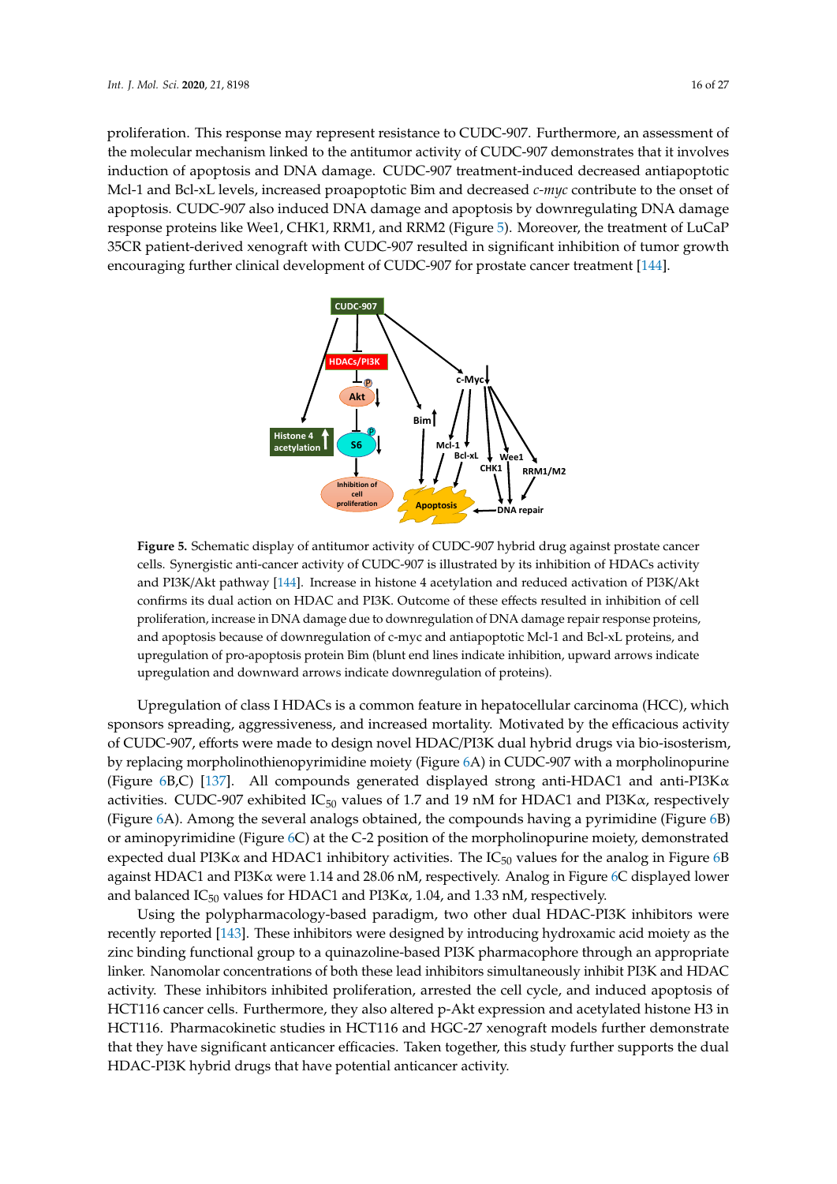proliferation. This response may represent resistance to CUDC-907. Furthermore, an assessment of the molecular mechanism linked to the antitumor activity of CUDC-907 demonstrates that it involves induction of apoptosis and DNA damage. CUDC-907 treatment-induced decreased antiapoptotic Mcl-1 and Bcl-xL levels, increased proapoptotic Bim and decreased *c-myc* contribute to the onset of apoptosis. CUDC-907 also induced DNA damage and apoptosis by downregulating DNA damage response proteins like Wee1, CHK1, RRM1, and RRM2 (Figure 5). Moreover, the treatment of LuCaP 35CR patient-derived xenograft with CUDC-907 resulted in significant inhibition of tumor growth encouraging further clinical development of CUDC-907 for prostate cancer treatment [144].

**Figure 5.** Schematic display of antitumor activity of CUDC-907 hybrid drug against prostate cancer cells. Synergistic anti-cancer activity of CUDC-907 is illustrated by its inhibition of HDACs activity and PI3K/Akt pathway [144]. Increase in histone 4 acetylation and reduced activation of PI3K/Akt confirms its dual action on HDAC and PI3K. Outcome of these effects resulted in inhibition of cell proliferation, increase in DNA damage due to downregulation of DNA damage repair response proteins, and apoptosis because of downregulation of c-myc and antiapoptotic Mcl-1 and Bcl-xL proteins, and upregulation of pro-apoptosis protein Bim (blunt end lines indicate inhibition, upward arrows indicate upregulation and downward arrows indicate downregulation of proteins).

Upregulation of class I HDACs is a common feature in hepatocellular carcinoma (HCC), which sponsors spreading, aggressiveness, and increased mortality. Motivated by the efficacious activity of CUDC-907, efforts were made to design novel HDAC/PI3K dual hybrid drugs via bio-isosterism, by replacing morpholinothienopyrimidine moiety (Figure 6A) in CUDC-907 with a morpholinopurine (Figure 6B,C) [137]. All compounds generated displayed strong anti-HDAC1 and anti-PI3Kα activities. CUDC-907 exhibited $IC_{50}$ values of 1.7 and 19 nM for HDAC1 and PI3Kα, respectively (Figure 6A). Among the several analogs obtained, the compounds having a pyrimidine (Figure 6B) or aminopyrimidine (Figure 6C) at the C-2 position of the morpholinopurine moiety, demonstrated expected dual PI3Kα and HDAC1 inhibitory activities. The $IC_{50}$ values for the analog in Figure 6B against HDAC1 and PI3Kα were 1.14 and 28.06 nM, respectively. Analog in Figure 6C displayed lower and balanced $IC_{50}$ values for HDAC1 and PI3Kα, 1.04, and 1.33 nM, respectively.

Using the polypharmacology-based paradigm, two other dual HDAC-PI3K inhibitors were recently reported [143]. These inhibitors were designed by introducing hydroxamic acid moiety as the zinc binding functional group to a quinazoline-based PI3K pharmacophore through an appropriate linker. Nanomolar concentrations of both these lead inhibitors simultaneously inhibit PI3K and HDAC activity. These inhibitors inhibited proliferation, arrested the cell cycle, and induced apoptosis of HCT116 cancer cells. Furthermore, they also altered p-Akt expression and acetylated histone H3 in HCT116. Pharmacokinetic studies in HCT116 and HGC-27 xenograft models further demonstrate that they have significant anticancer efficacies. Taken together, this study further supports the dual HDAC-PI3K hybrid drugs that have potential anticancer activity.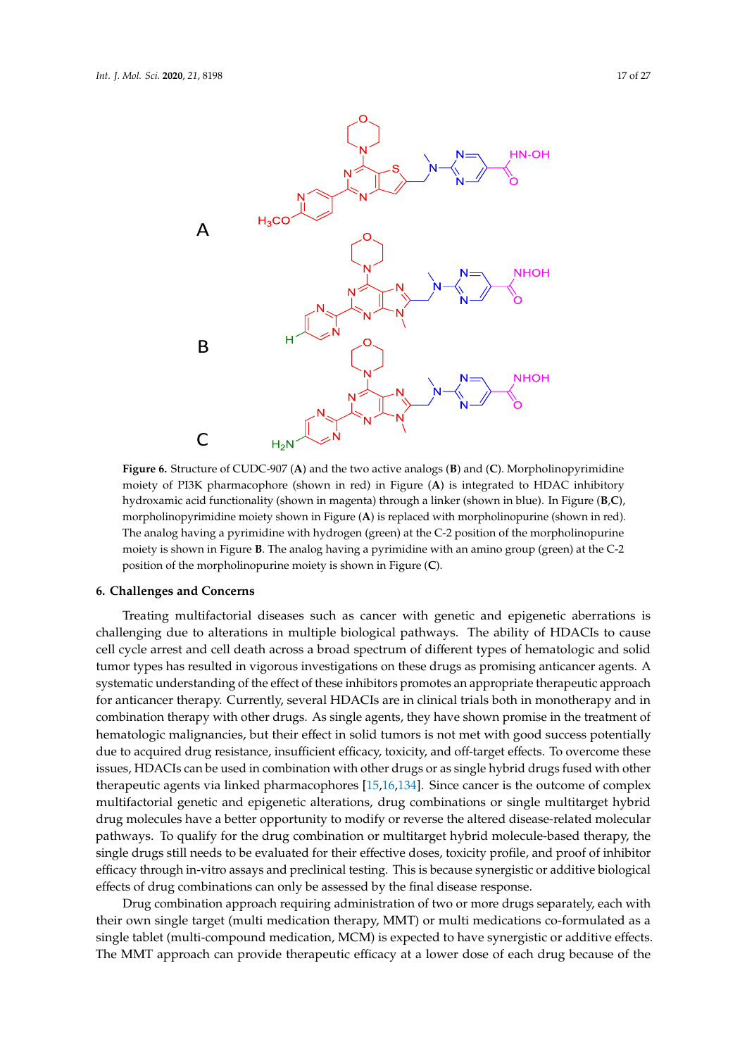**Figure 6.** Structure of CUDC-907 (**A**) and the two active analogs (**B**) and (**C**). Morpholinopyrimidine moiety of PI3K pharmacophore (shown in red) in Figure (**A**) is integrated to HDAC inhibitory hydroxamic acid functionality (shown in magenta) through a linker (shown in blue). In Figure (**B**,**C**), morpholinopyrimidine moiety shown in Figure (**A**) is replaced with morpholinopurine (shown in red). The analog having a pyrimidine with hydrogen (green) at the C-2 position of the morpholinopurine moiety is shown in Figure **B**. The analog having a pyrimidine with an amino group (green) at the C-2 position of the morpholinopurine moiety is shown in Figure (**C**).

## 6. Challenges and Concerns

Treating multifactorial diseases such as cancer with genetic and epigenetic aberrations is challenging due to alterations in multiple biological pathways. The ability of HDACIs to cause cell cycle arrest and cell death across a broad spectrum of different types of hematologic and solid tumor types has resulted in vigorous investigations on these drugs as promising anticancer agents. A systematic understanding of the effect of these inhibitors promotes an appropriate therapeutic approach for anticancer therapy. Currently, several HDACIs are in clinical trials both in monotherapy and in combination therapy with other drugs. As single agents, they have shown promise in the treatment of hematologic malignancies, but their effect in solid tumors is not met with good success potentially due to acquired drug resistance, insufficient efficacy, toxicity, and off-target effects. To overcome these issues, HDACIs can be used in combination with other drugs or as single hybrid drugs fused with other therapeutic agents via linked pharmacophores [15,16,134]. Since cancer is the outcome of complex multifactorial genetic and epigenetic alterations, drug combinations or single multitarget hybrid drug molecules have a better opportunity to modify or reverse the altered disease-related molecular pathways. To qualify for the drug combination or multitarget hybrid molecule-based therapy, the single drugs still needs to be evaluated for their effective doses, toxicity profile, and proof of inhibitor efficacy through in-vitro assays and preclinical testing. This is because synergistic or additive biological effects of drug combinations can only be assessed by the final disease response.

Drug combination approach requiring administration of two or more drugs separately, each with their own single target (multi medication therapy, MMT) or multi medications co-formulated as a single tablet (multi-compound medication, MCM) is expected to have synergistic or additive effects. The MMT approach can provide therapeutic efficacy at a lower dose of each drug because of the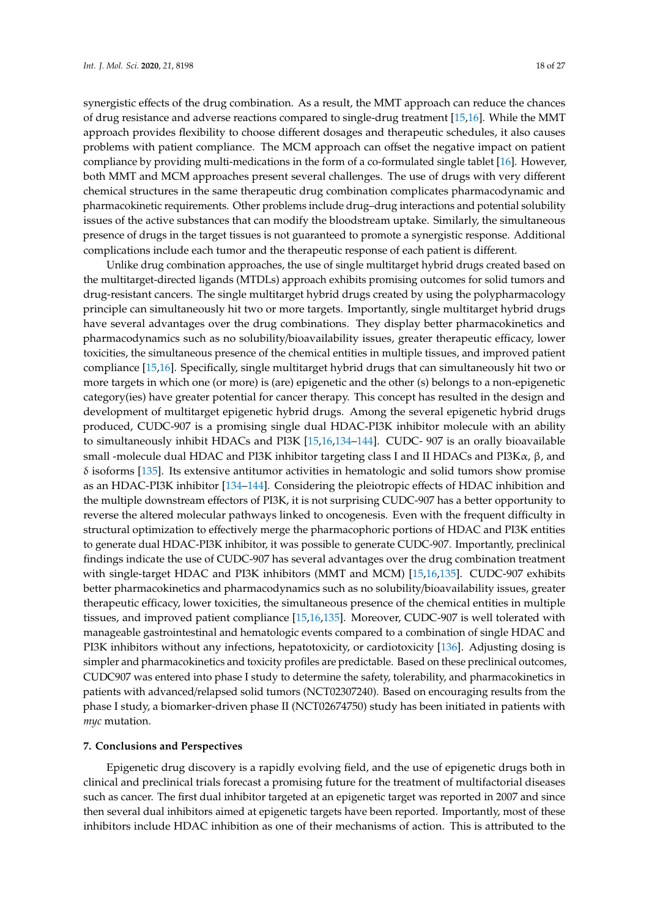synergistic effects of the drug combination. As a result, the MMT approach can reduce the chances of drug resistance and adverse reactions compared to single-drug treatment [15,16]. While the MMT approach provides flexibility to choose different dosages and therapeutic schedules, it also causes problems with patient compliance. The MCM approach can offset the negative impact on patient compliance by providing multi-medications in the form of a co-formulated single tablet [16]. However, both MMT and MCM approaches present several challenges. The use of drugs with very different chemical structures in the same therapeutic drug combination complicates pharmacodynamic and pharmacokinetic requirements. Other problems include drug–drug interactions and potential solubility issues of the active substances that can modify the bloodstream uptake. Similarly, the simultaneous presence of drugs in the target tissues is not guaranteed to promote a synergistic response. Additional complications include each tumor and the therapeutic response of each patient is different.

Unlike drug combination approaches, the use of single multitarget hybrid drugs created based on the multitarget-directed ligands (MTDLs) approach exhibits promising outcomes for solid tumors and drug-resistant cancers. The single multitarget hybrid drugs created by using the polypharmacology principle can simultaneously hit two or more targets. Importantly, single multitarget hybrid drugs have several advantages over the drug combinations. They display better pharmacokinetics and pharmacodynamics such as no solubility/bioavailability issues, greater therapeutic efficacy, lower toxicities, the simultaneous presence of the chemical entities in multiple tissues, and improved patient compliance [15,16]. Specifically, single multitarget hybrid drugs that can simultaneously hit two or more targets in which one (or more) is (are) epigenetic and the other (s) belongs to a non-epigenetic category(ies) have greater potential for cancer therapy. This concept has resulted in the design and development of multitarget epigenetic hybrid drugs. Among the several epigenetic hybrid drugs produced, CUDC-907 is a promising single dual HDAC-PI3K inhibitor molecule with an ability to simultaneously inhibit HDACs and PI3K [15,16,134–144]. CUDC- 907 is an orally bioavailable small -molecule dual HDAC and PI3K inhibitor targeting class I and II HDACs and PI3Kα, β, and δ isoforms [135]. Its extensive antitumor activities in hematologic and solid tumors show promise as an HDAC-PI3K inhibitor [134–144]. Considering the pleiotropic effects of HDAC inhibition and the multiple downstream effectors of PI3K, it is not surprising CUDC-907 has a better opportunity to reverse the altered molecular pathways linked to oncogenesis. Even with the frequent difficulty in structural optimization to effectively merge the pharmacophoric portions of HDAC and PI3K entities to generate dual HDAC-PI3K inhibitor, it was possible to generate CUDC-907. Importantly, preclinical findings indicate the use of CUDC-907 has several advantages over the drug combination treatment with single-target HDAC and PI3K inhibitors (MMT and MCM) [15,16,135]. CUDC-907 exhibits better pharmacokinetics and pharmacodynamics such as no solubility/bioavailability issues, greater therapeutic efficacy, lower toxicities, the simultaneous presence of the chemical entities in multiple tissues, and improved patient compliance [15,16,135]. Moreover, CUDC-907 is well tolerated with manageable gastrointestinal and hematologic events compared to a combination of single HDAC and PI3K inhibitors without any infections, hepatotoxicity, or cardiotoxicity [136]. Adjusting dosing is simpler and pharmacokinetics and toxicity profiles are predictable. Based on these preclinical outcomes, CUDC907 was entered into phase I study to determine the safety, tolerability, and pharmacokinetics in patients with advanced/relapsed solid tumors (NCT02307240). Based on encouraging results from the phase I study, a biomarker-driven phase II (NCT02674750) study has been initiated in patients with *myc* mutation.

## 7. Conclusions and Perspectives

Epigenetic drug discovery is a rapidly evolving field, and the use of epigenetic drugs both in clinical and preclinical trials forecast a promising future for the treatment of multifactorial diseases such as cancer. The first dual inhibitor targeted at an epigenetic target was reported in 2007 and since then several dual inhibitors aimed at epigenetic targets have been reported. Importantly, most of these inhibitors include HDAC inhibition as one of their mechanisms of action. This is attributed to the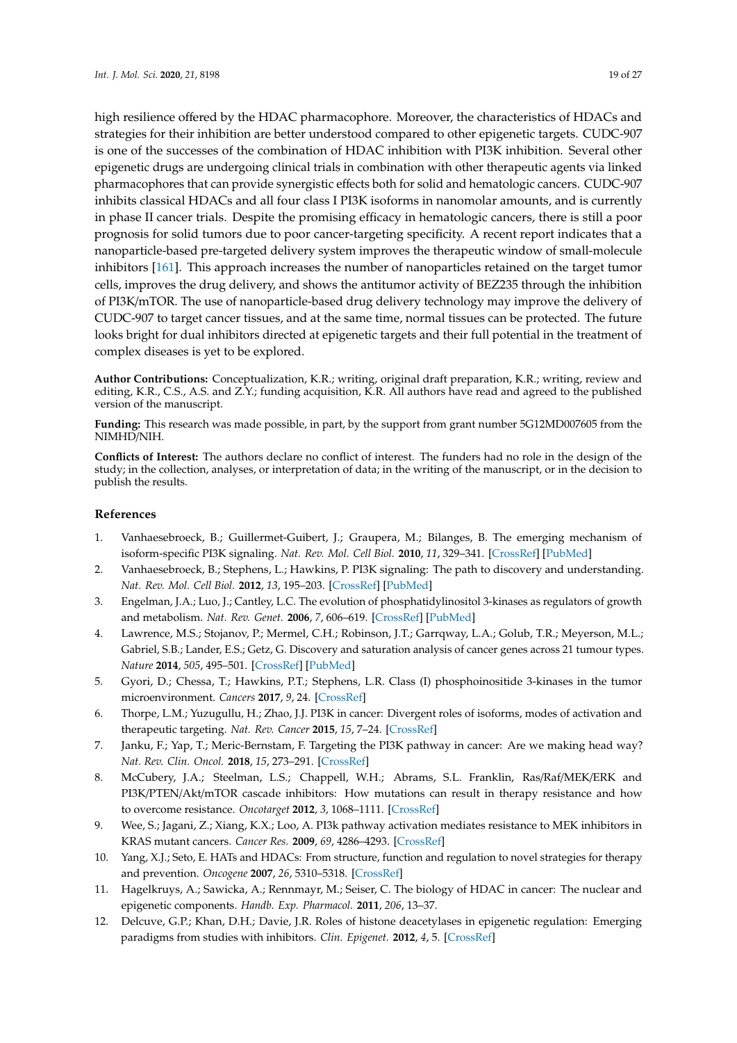high resilience offered by the HDAC pharmacophore. Moreover, the characteristics of HDACs and strategies for their inhibition are better understood compared to other epigenetic targets. CUDC-907 is one of the successes of the combination of HDAC inhibition with PI3K inhibition. Several other epigenetic drugs are undergoing clinical trials in combination with other therapeutic agents via linked pharmacophores that can provide synergistic effects both for solid and hematologic cancers. CUDC-907 inhibits classical HDACs and all four class I PI3K isoforms in nanomolar amounts, and is currently in phase II cancer trials. Despite the promising efficacy in hematologic cancers, there is still a poor prognosis for solid tumors due to poor cancer-targeting specificity. A recent report indicates that a nanoparticle-based pre-targeted delivery system improves the therapeutic window of small-molecule inhibitors [161]. This approach increases the number of nanoparticles retained on the target tumor cells, improves the drug delivery, and shows the antitumor activity of BEZ235 through the inhibition of PI3K/mTOR. The use of nanoparticle-based drug delivery technology may improve the delivery of CUDC-907 to target cancer tissues, and at the same time, normal tissues can be protected. The future looks bright for dual inhibitors directed at epigenetic targets and their full potential in the treatment of complex diseases is yet to be explored.

**Author Contributions:** Conceptualization, K.R.; writing, original draft preparation, K.R.; writing, review and editing, K.R., C.S., A.S. and Z.Y.; funding acquisition, K.R. All authors have read and agreed to the published version of the manuscript.

**Funding:** This research was made possible, in part, by the support from grant number 5G12MD007605 from the NIMHD/NIH.

**Conflicts of Interest:** The authors declare no conflict of interest. The funders had no role in the design of the study; in the collection, analyses, or interpretation of data; in the writing of the manuscript, or in the decision to publish the results.

## References

1. Vanhaesebroeck, B.; Guillermet-Guibert, J.; Graupera, M.; Bilanges, B. The emerging mechanism of isoform-specific PI3K signaling. *Nat. Rev. Mol. Cell Biol.* **2010**, *11*, 329–341. [CrossRef] [PubMed]
2. Vanhaesebroeck, B.; Stephens, L.; Hawkins, P. PI3K signaling: The path to discovery and understanding. *Nat. Rev. Mol. Cell Biol.* **2012**, *13*, 195–203. [CrossRef] [PubMed]
3. Engelman, J.A.; Luo, J.; Cantley, L.C. The evolution of phosphatidylinositol 3-kinases as regulators of growth and metabolism. *Nat. Rev. Genet.* **2006**, *7*, 606–619. [CrossRef] [PubMed]
4. Lawrence, M.S.; Stojanov, P.; Mermel, C.H.; Robinson, J.T.; Garrqway, L.A.; Golub, T.R.; Meyerson, M.L.; Gabriel, S.B.; Lander, E.S.; Getz, G. Discovery and saturation analysis of cancer genes across 21 tumour types. *Nature* **2014**, *505*, 495–501. [CrossRef] [PubMed]
5. Gyori, D.; Chessa, T.; Hawkins, P.T.; Stephens, L.R. Class (I) phosphoinositide 3-kinases in the tumor microenvironment. *Cancers* **2017**, *9*, 24. [CrossRef]
6. Thorpe, L.M.; Yuzugullu, H.; Zhao, J.J. PI3K in cancer: Divergent roles of isoforms, modes of activation and therapeutic targeting. *Nat. Rev. Cancer* **2015**, *15*, 7–24. [CrossRef]
7. Janku, F.; Yap, T.; Meric-Bernstam, F. Targeting the PI3K pathway in cancer: Are we making head way? *Nat. Rev. Clin. Oncol.* **2018**, *15*, 273–291. [CrossRef]
8. McCubery, J.A.; Steelman, L.S.; Chappell, W.H.; Abrams, S.L. Franklin, Ras/Raf/MEK/ERK and PI3K/PTEN/Akt/mTOR cascade inhibitors: How mutations can result in therapy resistance and how to overcome resistance. *Oncotarget* **2012**, *3*, 1068–1111. [CrossRef]
9. Wee, S.; Jagani, Z.; Xiang, K.X.; Loo, A. PI3k pathway activation mediates resistance to MEK inhibitors in KRAS mutant cancers. *Cancer Res.* **2009**, *69*, 4286–4293. [CrossRef]
10. Yang, X.J.; Seto, E. HATs and HDACs: From structure, function and regulation to novel strategies for therapy and prevention. *Oncogene* **2007**, *26*, 5310–5318. [CrossRef]
11. Hagelkruys, A.; Sawicka, A.; Rennmayr, M.; Seiser, C. The biology of HDAC in cancer: The nuclear and epigenetic components. *Handb. Exp. Pharmacol.* **2011**, *206*, 13–37.
12. Delcuve, G.P.; Khan, D.H.; Davie, J.R. Roles of histone deacetylases in epigenetic regulation: Emerging paradigms from studies with inhibitors. *Clin. Epigenet.* **2012**, *4*, 5. [CrossRef]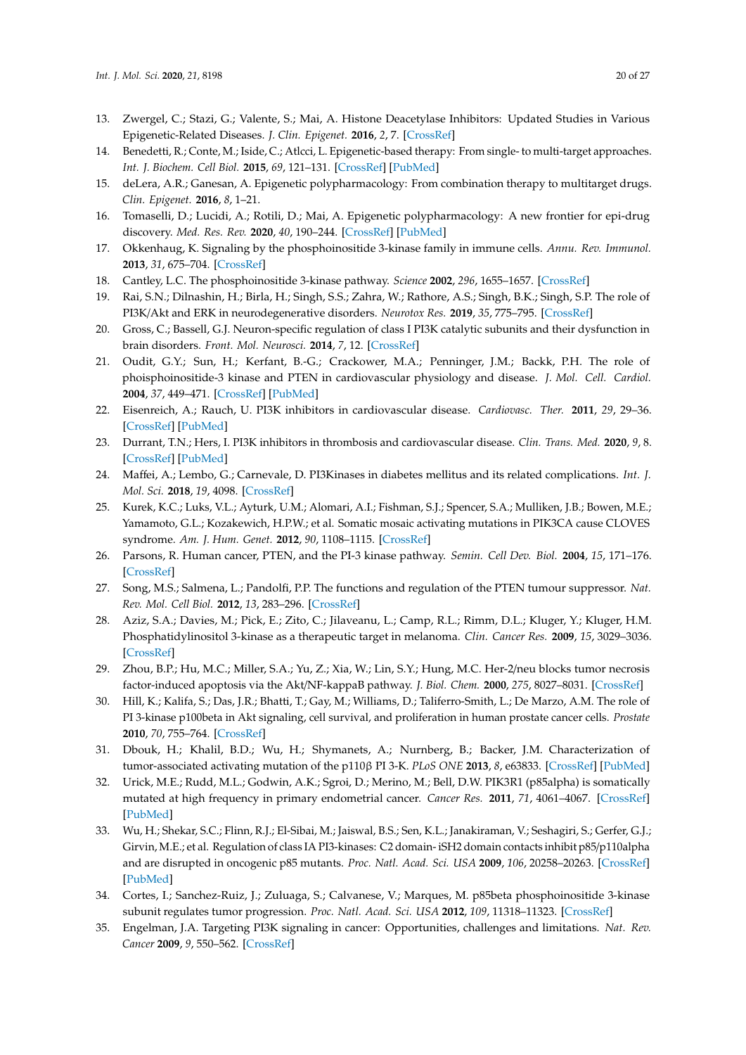13. Zwergel, C.; Stazi, G.; Valente, S.; Mai, A. Histone Deacetylase Inhibitors: Updated Studies in Various Epigenetic-Related Diseases. *J. Clin. Epigenet.* **2016**, *2*, 7. [CrossRef]
14. Benedetti, R.; Conte, M.; Iside, C.; Atlcci, L. Epigenetic-based therapy: From single- to multi-target approaches. *Int. J. Biochem. Cell Biol.* **2015**, *69*, 121–131. [CrossRef] [PubMed]
15. deLera, A.R.; Ganesan, A. Epigenetic polypharmacology: From combination therapy to multitarget drugs. *Clin. Epigenet.* **2016**, *8*, 1–21.
16. Tomaselli, D.; Lucidi, A.; Rotili, D.; Mai, A. Epigenetic polypharmacology: A new frontier for epi-drug discovery. *Med. Res. Rev.* **2020**, *40*, 190–244. [CrossRef] [PubMed]
17. Okkenhaug, K. Signaling by the phosphoinositide 3-kinase family in immune cells. *Annu. Rev. Immunol.* **2013**, *31*, 675–704. [CrossRef]
18. Cantley, L.C. The phosphoinositide 3-kinase pathway. *Science* **2002**, *296*, 1655–1657. [CrossRef]
19. Rai, S.N.; Dilnashin, H.; Birla, H.; Singh, S.S.; Zahra, W.; Rathore, A.S.; Singh, B.K.; Singh, S.P. The role of PI3K/Akt and ERK in neurodegenerative disorders. *Neurotox Res.* **2019**, *35*, 775–795. [CrossRef]
20. Gross, C.; Bassell, G.J. Neuron-specific regulation of class I PI3K catalytic subunits and their dysfunction in brain disorders. *Front. Mol. Neurosci.* **2014**, *7*, 12. [CrossRef]
21. Oudit, G.Y.; Sun, H.; Kerfant, B.-G.; Crackower, M.A.; Penninger, J.M.; Backk, P.H. The role of phoisphoinositide-3 kinase and PTEN in cardiovascular physiology and disease. *J. Mol. Cell. Cardiol.* **2004**, *37*, 449–471. [CrossRef] [PubMed]
22. Eisenreich, A.; Rauch, U. PI3K inhibitors in cardiovascular disease. *Cardiovasc. Ther.* **2011**, *29*, 29–36. [CrossRef] [PubMed]
23. Durrant, T.N.; Hers, I. PI3K inhibitors in thrombosis and cardiovascular disease. *Clin. Trans. Med.* **2020**, *9*, 8. [CrossRef] [PubMed]
24. Maffei, A.; Lembo, G.; Carnevale, D. PI3Kinases in diabetes mellitus and its related complications. *Int. J. Mol. Sci.* **2018**, *19*, 4098. [CrossRef]
25. Kurek, K.C.; Luks, V.L.; Ayturk, U.M.; Alomari, A.I.; Fishman, S.J.; Spencer, S.A.; Mulliken, J.B.; Bowen, M.E.; Yamamoto, G.L.; Kozakewich, H.P.W.; et al. Somatic mosaic activating mutations in PIK3CA cause CLOVES syndrome. *Am. J. Hum. Genet.* **2012**, *90*, 1108–1115. [CrossRef]
26. Parsons, R. Human cancer, PTEN, and the PI-3 kinase pathway. *Semin. Cell Dev. Biol.* **2004**, *15*, 171–176. [CrossRef]
27. Song, M.S.; Salmena, L.; Pandolfi, P.P. The functions and regulation of the PTEN tumour suppressor. *Nat. Rev. Mol. Cell Biol.* **2012**, *13*, 283–296. [CrossRef]
28. Aziz, S.A.; Davies, M.; Pick, E.; Zito, C.; Jilaveanu, L.; Camp, R.L.; Rimm, D.L.; Kluger, Y.; Kluger, H.M. Phosphatidylinositol 3-kinase as a therapeutic target in melanoma. *Clin. Cancer Res.* **2009**, *15*, 3029–3036. [CrossRef]
29. Zhou, B.P.; Hu, M.C.; Miller, S.A.; Yu, Z.; Xia, W.; Lin, S.Y.; Hung, M.C. Her-2/neu blocks tumor necrosis factor-induced apoptosis via the Akt/NF-kappaB pathway. *J. Biol. Chem.* **2000**, *275*, 8027–8031. [CrossRef]
30. Hill, K.; Kalifa, S.; Das, J.R.; Bhatti, T.; Gay, M.; Williams, D.; Taliferro-Smith, L.; De Marzo, A.M. The role of PI 3-kinase p100beta in Akt signaling, cell survival, and proliferation in human prostate cancer cells. *Prostate* **2010**, *70*, 755–764. [CrossRef]
31. Dbouk, H.; Khalil, B.D.; Wu, H.; Shymanets, A.; Nurnberg, B.; Backer, J.M. Characterization of tumor-associated activating mutation of the p110β PI 3-K. *PLoS ONE* **2013**, *8*, e63833. [CrossRef] [PubMed]
32. Urick, M.E.; Rudd, M.L.; Godwin, A.K.; Sgroi, D.; Merino, M.; Bell, D.W. PIK3R1 (p85alpha) is somatically mutated at high frequency in primary endometrial cancer. *Cancer Res.* **2011**, *71*, 4061–4067. [CrossRef] [PubMed]
33. Wu, H.; Shekar, S.C.; Flinn, R.J.; El-Sibai, M.; Jaiswal, B.S.; Sen, K.L.; Janakiraman, V.; Seshagiri, S.; Gerfer, G.J.; Girvin, M.E.; et al. Regulation of class IA PI3-kinases: C2 domain- iSH2 domain contacts inhibit p85/p110alpha and are disrupted in oncogenic p85 mutants. *Proc. Natl. Acad. Sci. USA* **2009**, *106*, 20258–20263. [CrossRef] [PubMed]
34. Cortes, I.; Sanchez-Ruiz, J.; Zuluaga, S.; Calvanese, V.; Marques, M. p85beta phosphoinositide 3-kinase subunit regulates tumor progression. *Proc. Natl. Acad. Sci. USA* **2012**, *109*, 11318–11323. [CrossRef]
35. Engelman, J.A. Targeting PI3K signaling in cancer: Opportunities, challenges and limitations. *Nat. Rev. Cancer* **2009**, *9*, 550–562. [CrossRef]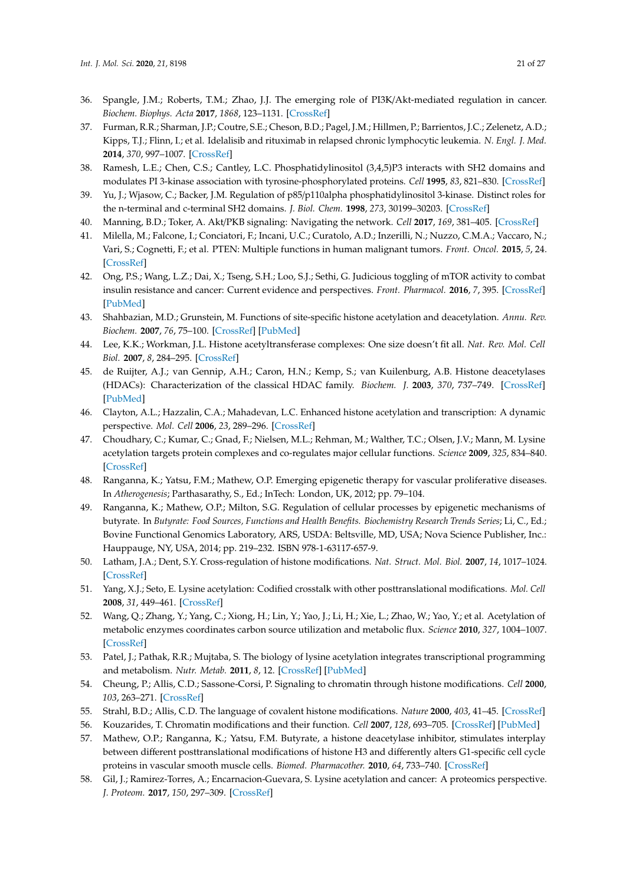36. Spangle, J.M.; Roberts, T.M.; Zhao, J.J. The emerging role of PI3K/Akt-mediated regulation in cancer. *Biochem. Biophys. Acta* **2017**, *1868*, 123–1131. [CrossRef]
37. Furman, R.R.; Sharman, J.P.; Coutre, S.E.; Cheson, B.D.; Pagel, J.M.; Hillmen, P.; Barrientos, J.C.; Zelenetz, A.D.; Kipps, T.J.; Flinn, I.; et al. Idelalisib and rituximab in relapsed chronic lymphocytic leukemia. *N. Engl. J. Med.* **2014**, *370*, 997–1007. [CrossRef]
38. Ramesh, L.E.; Chen, C.S.; Cantley, L.C. Phosphatidylinositol (3,4,5)P3 interacts with SH2 domains and modulates PI 3-kinase association with tyrosine-phosphorylated proteins. *Cell* **1995**, *83*, 821–830. [CrossRef]
39. Yu, J.; Wjasow, C.; Backer, J.M. Regulation of p85/p110alpha phosphatidylinositol 3-kinase. Distinct roles for the n-terminal and c-terminal SH2 domains. *J. Biol. Chem.* **1998**, *273*, 30199–30203. [CrossRef]
40. Manning, B.D.; Toker, A. Akt/PKB signaling: Navigating the network. *Cell* **2017**, *169*, 381–405. [CrossRef]
41. Milella, M.; Falcone, I.; Conciatori, F.; Incani, U.C.; Curatolo, A.D.; Inzerilli, N.; Nuzzo, C.M.A.; Vaccaro, N.; Vari, S.; Cognetti, F.; et al. PTEN: Multiple functions in human malignant tumors. *Front. Oncol.* **2015**, *5*, 24. [CrossRef]
42. Ong, P.S.; Wang, L.Z.; Dai, X.; Tseng, S.H.; Loo, S.J.; Sethi, G. Judicious toggling of mTOR activity to combat insulin resistance and cancer: Current evidence and perspectives. *Front. Pharmacol.* **2016**, *7*, 395. [CrossRef] [PubMed]
43. Shahbazian, M.D.; Grunstein, M. Functions of site-specific histone acetylation and deacetylation. *Annu. Rev. Biochem.* **2007**, *76*, 75–100. [CrossRef] [PubMed]
44. Lee, K.K.; Workman, J.L. Histone acetyltransferase complexes: One size doesn't fit all. *Nat. Rev. Mol. Cell Biol.* **2007**, *8*, 284–295. [CrossRef]
45. de Ruijter, A.J.; van Gennip, A.H.; Caron, H.N.; Kemp, S.; van Kuilenburg, A.B. Histone deacetylases (HDACs): Characterization of the classical HDAC family. *Biochem. J.* **2003**, *370*, 737–749. [CrossRef] [PubMed]
46. Clayton, A.L.; Hazzalin, C.A.; Mahadevan, L.C. Enhanced histone acetylation and transcription: A dynamic perspective. *Mol. Cell* **2006**, *23*, 289–296. [CrossRef]
47. Choudhary, C.; Kumar, C.; Gnad, F.; Nielsen, M.L.; Rehman, M.; Walther, T.C.; Olsen, J.V.; Mann, M. Lysine acetylation targets protein complexes and co-regulates major cellular functions. *Science* **2009**, *325*, 834–840. [CrossRef]
48. Ranganna, K.; Yatsu, F.M.; Mathew, O.P. Emerging epigenetic therapy for vascular proliferative diseases. In *Atherogenesis*; Parthasarathy, S., Ed.; InTech: London, UK, 2012; pp. 79–104.
49. Ranganna, K.; Mathew, O.P.; Milton, S.G. Regulation of cellular processes by epigenetic mechanisms of butyrate. In *Butyrate: Food Sources, Functions and Health Benefits. Biochemistry Research Trends Series*; Li, C., Ed.; Bovine Functional Genomics Laboratory, ARS, USDA: Beltsville, MD, USA; Nova Science Publisher, Inc.: Hauppauge, NY, USA, 2014; pp. 219–232. ISBN 978-1-63117-657-9.
50. Latham, J.A.; Dent, S.Y. Cross-regulation of histone modifications. *Nat. Struct. Mol. Biol.* **2007**, *14*, 1017–1024. [CrossRef]
51. Yang, X.J.; Seto, E. Lysine acetylation: Codified crosstalk with other posttranslational modifications. *Mol. Cell* **2008**, *31*, 449–461. [CrossRef]
52. Wang, Q.; Zhang, Y.; Yang, C.; Xiong, H.; Lin, Y.; Yao, J.; Li, H.; Xie, L.; Zhao, W.; Yao, Y.; et al. Acetylation of metabolic enzymes coordinates carbon source utilization and metabolic flux. *Science* **2010**, *327*, 1004–1007. [CrossRef]
53. Patel, J.; Pathak, R.R.; Mujtaba, S. The biology of lysine acetylation integrates transcriptional programming and metabolism. *Nutr. Metab.* **2011**, *8*, 12. [CrossRef] [PubMed]
54. Cheung, P.; Allis, C.D.; Sassone-Corsi, P. Signaling to chromatin through histone modifications. *Cell* **2000**, *103*, 263–271. [CrossRef]
55. Strahl, B.D.; Allis, C.D. The language of covalent histone modifications. *Nature* **2000**, *403*, 41–45. [CrossRef]
56. Kouzarides, T. Chromatin modifications and their function. *Cell* **2007**, *128*, 693–705. [CrossRef] [PubMed]
57. Mathew, O.P.; Ranganna, K.; Yatsu, F.M. Butyrate, a histone deacetylase inhibitor, stimulates interplay between different posttranslational modifications of histone H3 and differently alters G1-specific cell cycle proteins in vascular smooth muscle cells. *Biomed. Pharmacother.* **2010**, *64*, 733–740. [CrossRef]
58. Gil, J.; Ramirez-Torres, A.; Encarnacion-Guevara, S. Lysine acetylation and cancer: A proteomics perspective. *J. Proteom.* **2017**, *150*, 297–309. [CrossRef]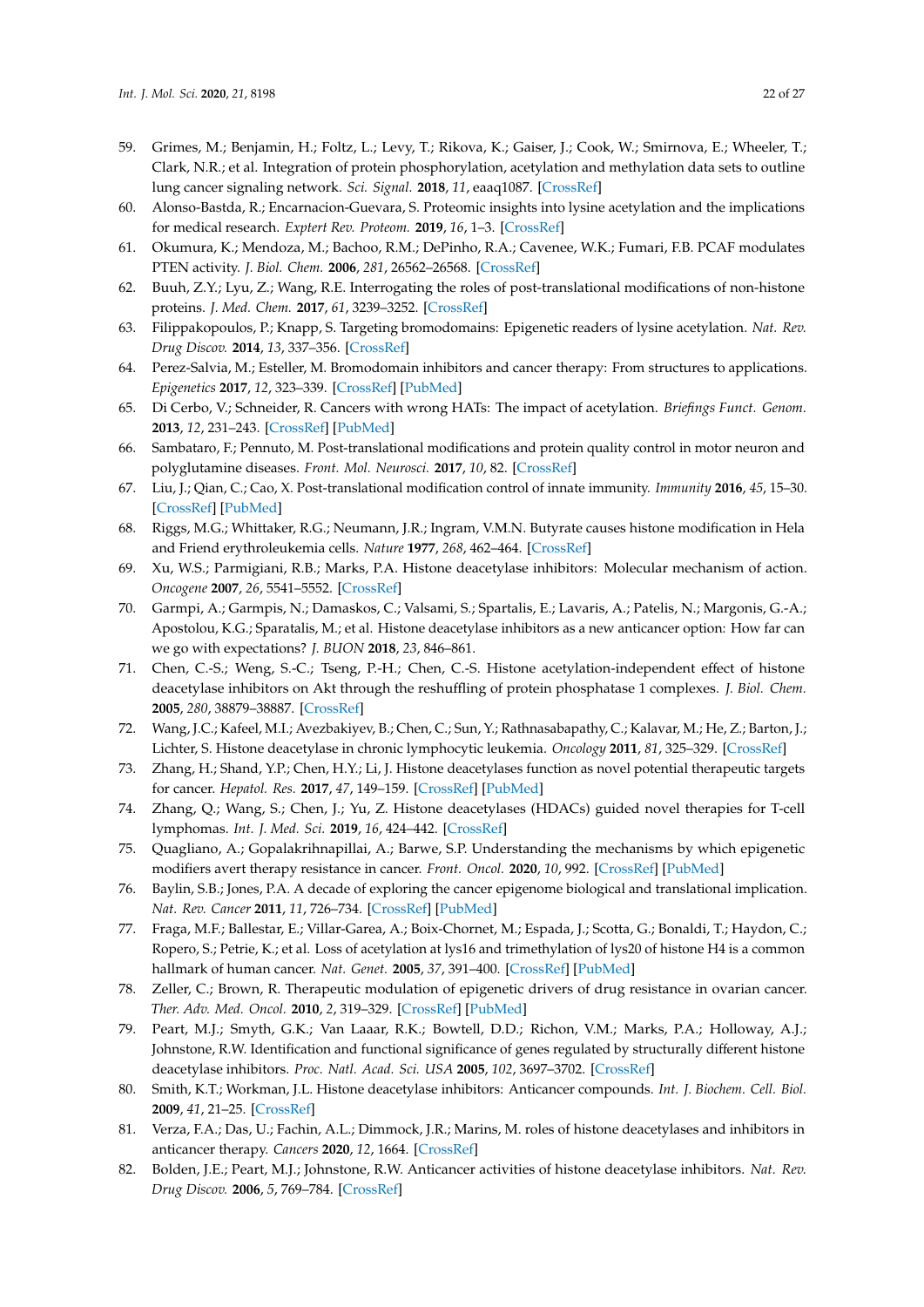59. Grimes, M.; Benjamin, H.; Foltz, L.; Levy, T.; Rikova, K.; Gaiser, J.; Cook, W.; Smirnova, E.; Wheeler, T.; Clark, N.R.; et al. Integration of protein phosphorylation, acetylation and methylation data sets to outline lung cancer signaling network. *Sci. Signal.* **2018**, *11*, eaaq1087. [CrossRef]
60. Alonso-Bastda, R.; Encarnacion-Guevara, S. Proteomic insights into lysine acetylation and the implications for medical research. *Exptert Rev. Proteom.* **2019**, *16*, 1–3. [CrossRef]
61. Okumura, K.; Mendoza, M.; Bachoo, R.M.; DePinho, R.A.; Cavenee, W.K.; Fumari, F.B. PCAF modulates PTEN activity. *J. Biol. Chem.* **2006**, *281*, 26562–26568. [CrossRef]
62. Buuh, Z.Y.; Lyu, Z.; Wang, R.E. Interrogating the roles of post-translational modifications of non-histone proteins. *J. Med. Chem.* **2017**, *61*, 3239–3252. [CrossRef]
63. Filippakopoulos, P.; Knapp, S. Targeting bromodomains: Epigenetic readers of lysine acetylation. *Nat. Rev. Drug Discov.* **2014**, *13*, 337–356. [CrossRef]
64. Perez-Salvia, M.; Esteller, M. Bromodomain inhibitors and cancer therapy: From structures to applications. *Epigenetics* **2017**, *12*, 323–339. [CrossRef] [PubMed]
65. Di Cerbo, V.; Schneider, R. Cancers with wrong HATs: The impact of acetylation. *Briefings Funct. Genom.* **2013**, *12*, 231–243. [CrossRef] [PubMed]
66. Sambataro, F.; Pennuto, M. Post-translational modifications and protein quality control in motor neuron and polyglutamine diseases. *Front. Mol. Neurosci.* **2017**, *10*, 82. [CrossRef]
67. Liu, J.; Qian, C.; Cao, X. Post-translational modification control of innate immunity. *Immunity* **2016**, *45*, 15–30. [CrossRef] [PubMed]
68. Riggs, M.G.; Whittaker, R.G.; Neumann, J.R.; Ingram, V.M.N. Butyrate causes histone modification in Hela and Friend erythroleukemia cells. *Nature* **1977**, *268*, 462–464. [CrossRef]
69. Xu, W.S.; Parmigiani, R.B.; Marks, P.A. Histone deacetylase inhibitors: Molecular mechanism of action. *Oncogene* **2007**, *26*, 5541–5552. [CrossRef]
70. Garmpi, A.; Garmpis, N.; Damaskos, C.; Valsami, S.; Spartalis, E.; Lavaris, A.; Patelis, N.; Margonis, G.-A.; Apostolou, K.G.; Sparatalis, M.; et al. Histone deacetylase inhibitors as a new anticancer option: How far can we go with expectations? *J. BUON* **2018**, *23*, 846–861.
71. Chen, C.-S.; Weng, S.-C.; Tseng, P.-H.; Chen, C.-S. Histone acetylation-independent effect of histone deacetylase inhibitors on Akt through the reshuffling of protein phosphatase 1 complexes. *J. Biol. Chem.* **2005**, *280*, 38879–38887. [CrossRef]
72. Wang, J.C.; Kafeel, M.I.; Avezbakiyev, B.; Chen, C.; Sun, Y.; Rathnasabapathy, C.; Kalavar, M.; He, Z.; Barton, J.; Lichter, S. Histone deacetylase in chronic lymphocytic leukemia. *Oncology* **2011**, *81*, 325–329. [CrossRef]
73. Zhang, H.; Shand, Y.P.; Chen, H.Y.; Li, J. Histone deacetylases function as novel potential therapeutic targets for cancer. *Hepatol. Res.* **2017**, *47*, 149–159. [CrossRef] [PubMed]
74. Zhang, Q.; Wang, S.; Chen, J.; Yu, Z. Histone deacetylases (HDACs) guided novel therapies for T-cell lymphomas. *Int. J. Med. Sci.* **2019**, *16*, 424–442. [CrossRef]
75. Quagliano, A.; Gopalakrihnapillai, A.; Barwe, S.P. Understanding the mechanisms by which epigenetic modifiers avert therapy resistance in cancer. *Front. Oncol.* **2020**, *10*, 992. [CrossRef] [PubMed]
76. Baylin, S.B.; Jones, P.A. A decade of exploring the cancer epigenome biological and translational implication. *Nat. Rev. Cancer* **2011**, *11*, 726–734. [CrossRef] [PubMed]
77. Fraga, M.F.; Ballestar, E.; Villar-Garea, A.; Boix-Chornet, M.; Espada, J.; Scotta, G.; Bonaldi, T.; Haydon, C.; Ropero, S.; Petrie, K.; et al. Loss of acetylation at lys16 and trimethylation of lys20 of histone H4 is a common hallmark of human cancer. *Nat. Genet.* **2005**, *37*, 391–400. [CrossRef] [PubMed]
78. Zeller, C.; Brown, R. Therapeutic modulation of epigenetic drivers of drug resistance in ovarian cancer. *Ther. Adv. Med. Oncol.* **2010**, *2*, 319–329. [CrossRef] [PubMed]
79. Peart, M.J.; Smyth, G.K.; Van Laaar, R.K.; Bowtell, D.D.; Richon, V.M.; Marks, P.A.; Holloway, A.J.; Johnstone, R.W. Identification and functional significance of genes regulated by structurally different histone deacetylase inhibitors. *Proc. Natl. Acad. Sci. USA* **2005**, *102*, 3697–3702. [CrossRef]
80. Smith, K.T.; Workman, J.L. Histone deacetylase inhibitors: Anticancer compounds. *Int. J. Biochem. Cell. Biol.* **2009**, *41*, 21–25. [CrossRef]
81. Verza, F.A.; Das, U.; Fachin, A.L.; Dimmock, J.R.; Marins, M. roles of histone deacetylases and inhibitors in anticancer therapy. *Cancers* **2020**, *12*, 1664. [CrossRef]
82. Bolden, J.E.; Peart, M.J.; Johnstone, R.W. Anticancer activities of histone deacetylase inhibitors. *Nat. Rev. Drug Discov.* **2006**, *5*, 769–784. [CrossRef]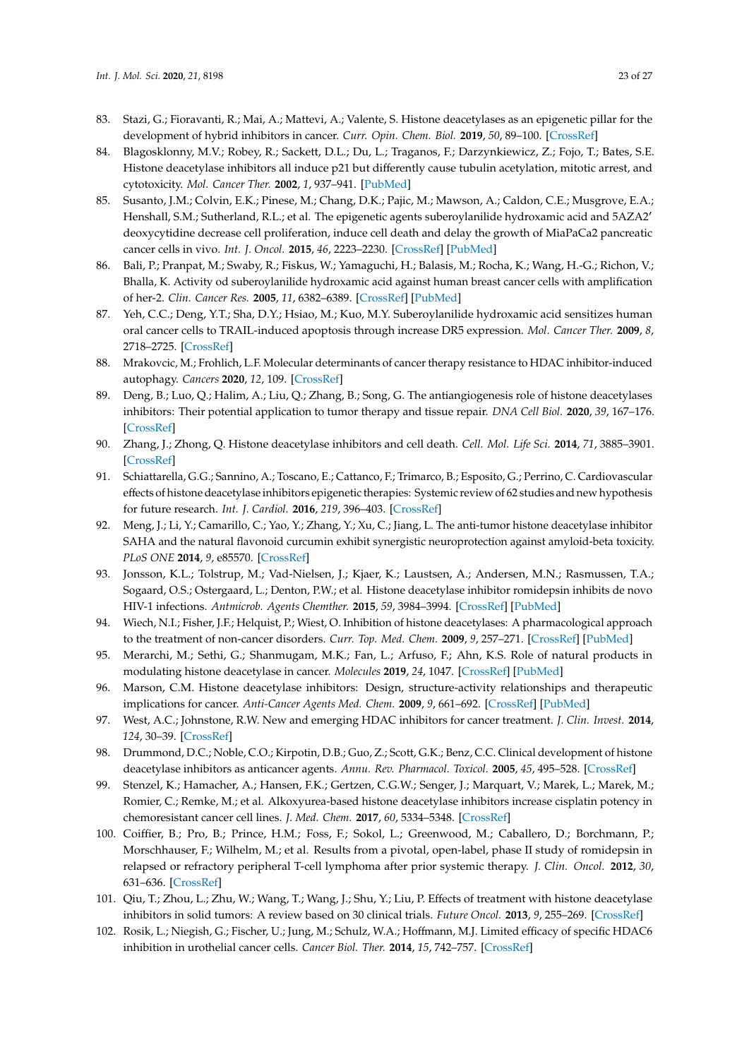83. Stazi, G.; Fioravanti, R.; Mai, A.; Mattevi, A.; Valente, S. Histone deacetylases as an epigenetic pillar for the development of hybrid inhibitors in cancer. *Curr. Opin. Chem. Biol.* **2019**, *50*, 89–100. [CrossRef]
84. Blagosklonny, M.V.; Robey, R.; Sackett, D.L.; Du, L.; Traganos, F.; Darzynkiewicz, Z.; Fojo, T.; Bates, S.E. Histone deacetylase inhibitors all induce p21 but differently cause tubulin acetylation, mitotic arrest, and cytotoxicity. *Mol. Cancer Ther.* **2002**, *1*, 937–941. [PubMed]
85. Susanto, J.M.; Colvin, E.K.; Pinese, M.; Chang, D.K.; Pajic, M.; Mawson, A.; Caldon, C.E.; Musgrove, E.A.; Henshall, S.M.; Sutherland, R.L.; et al. The epigenetic agents suberoylanilide hydroxamic acid and 5AZA2′ deoxycytidine decrease cell proliferation, induce cell death and delay the growth of MiaPaCa2 pancreatic cancer cells in vivo. *Int. J. Oncol.* **2015**, *46*, 2223–2230. [CrossRef] [PubMed]
86. Bali, P.; Pranpat, M.; Swaby, R.; Fiskus, W.; Yamaguchi, H.; Balasis, M.; Rocha, K.; Wang, H.-G.; Richon, V.; Bhalla, K. Activity od suberoylanilide hydroxamic acid against human breast cancer cells with amplification of her-2. *Clin. Cancer Res.* **2005**, *11*, 6382–6389. [CrossRef] [PubMed]
87. Yeh, C.C.; Deng, Y.T.; Sha, D.Y.; Hsiao, M.; Kuo, M.Y. Suberoylanilide hydroxamic acid sensitizes human oral cancer cells to TRAIL-induced apoptosis through increase DR5 expression. *Mol. Cancer Ther.* **2009**, *8*, 2718–2725. [CrossRef]
88. Mrakovcic, M.; Frohlich, L.F. Molecular determinants of cancer therapy resistance to HDAC inhibitor-induced autophagy. *Cancers* **2020**, *12*, 109. [CrossRef]
89. Deng, B.; Luo, Q.; Halim, A.; Liu, Q.; Zhang, B.; Song, G. The antiangiogenesis role of histone deacetylases inhibitors: Their potential application to tumor therapy and tissue repair. *DNA Cell Biol.* **2020**, *39*, 167–176. [CrossRef]
90. Zhang, J.; Zhong, Q. Histone deacetylase inhibitors and cell death. *Cell. Mol. Life Sci.* **2014**, *71*, 3885–3901. [CrossRef]
91. Schiattarella, G.G.; Sannino, A.; Toscano, E.; Cattanco, F.; Trimarco, B.; Esposito, G.; Perrino, C. Cardiovascular effects of histone deacetylase inhibitors epigenetic therapies: Systemic review of 62 studies and new hypothesis for future research. *Int. J. Cardiol.* **2016**, *219*, 396–403. [CrossRef]
92. Meng, J.; Li, Y.; Camarillo, C.; Yao, Y.; Zhang, Y.; Xu, C.; Jiang, L. The anti-tumor histone deacetylase inhibitor SAHA and the natural flavonoid curcumin exhibit synergistic neuroprotection against amyloid-beta toxicity. *PLoS ONE* **2014**, *9*, e85570. [CrossRef]
93. Jonsson, K.L.; Tolstrup, M.; Vad-Nielsen, J.; Kjaer, K.; Laustsen, A.; Andersen, M.N.; Rasmussen, T.A.; Sogaard, O.S.; Ostergaard, L.; Denton, P.W.; et al. Histone deacetylase inhibitor romidepsin inhibits de novo HIV-1 infections. *Antmicrob. Agents Chemther.* **2015**, *59*, 3984–3994. [CrossRef] [PubMed]
94. Wiech, N.I.; Fisher, J.F.; Helquist, P.; Wiest, O. Inhibition of histone deacetylases: A pharmacological approach to the treatment of non-cancer disorders. *Curr. Top. Med. Chem.* **2009**, *9*, 257–271. [CrossRef] [PubMed]
95. Merarchi, M.; Sethi, G.; Shanmugam, M.K.; Fan, L.; Arfuso, F.; Ahn, K.S. Role of natural products in modulating histone deacetylase in cancer. *Molecules* **2019**, *24*, 1047. [CrossRef] [PubMed]
96. Marson, C.M. Histone deacetylase inhibitors: Design, structure-activity relationships and therapeutic implications for cancer. *Anti-Cancer Agents Med. Chem.* **2009**, *9*, 661–692. [CrossRef] [PubMed]
97. West, A.C.; Johnstone, R.W. New and emerging HDAC inhibitors for cancer treatment. *J. Clin. Invest.* **2014**, *124*, 30–39. [CrossRef]
98. Drummond, D.C.; Noble, C.O.; Kirpotin, D.B.; Guo, Z.; Scott, G.K.; Benz, C.C. Clinical development of histone deacetylase inhibitors as anticancer agents. *Annu. Rev. Pharmacol. Toxicol.* **2005**, *45*, 495–528. [CrossRef]
99. Stenzel, K.; Hamacher, A.; Hansen, F.K.; Gertzen, C.G.W.; Senger, J.; Marquart, V.; Marek, L.; Marek, M.; Romier, C.; Remke, M.; et al. Alkoxyurea-based histone deacetylase inhibitors increase cisplatin potency in chemoresistant cancer cell lines. *J. Med. Chem.* **2017**, *60*, 5334–5348. [CrossRef]
100. Coiffier, B.; Pro, B.; Prince, H.M.; Foss, F.; Sokol, L.; Greenwood, M.; Caballero, D.; Borchmann, P.; Morschhauser, F.; Wilhelm, M.; et al. Results from a pivotal, open-label, phase II study of romidepsin in relapsed or refractory peripheral T-cell lymphoma after prior systemic therapy. *J. Clin. Oncol.* **2012**, *30*, 631–636. [CrossRef]
101. Qiu, T.; Zhou, L.; Zhu, W.; Wang, T.; Wang, J.; Shu, Y.; Liu, P. Effects of treatment with histone deacetylase inhibitors in solid tumors: A review based on 30 clinical trials. *Future Oncol.* **2013**, *9*, 255–269. [CrossRef]
102. Rosik, L.; Niegish, G.; Fischer, U.; Jung, M.; Schulz, W.A.; Hoffmann, M.J. Limited efficacy of specific HDAC6 inhibition in urothelial cancer cells. *Cancer Biol. Ther.* **2014**, *15*, 742–757. [CrossRef]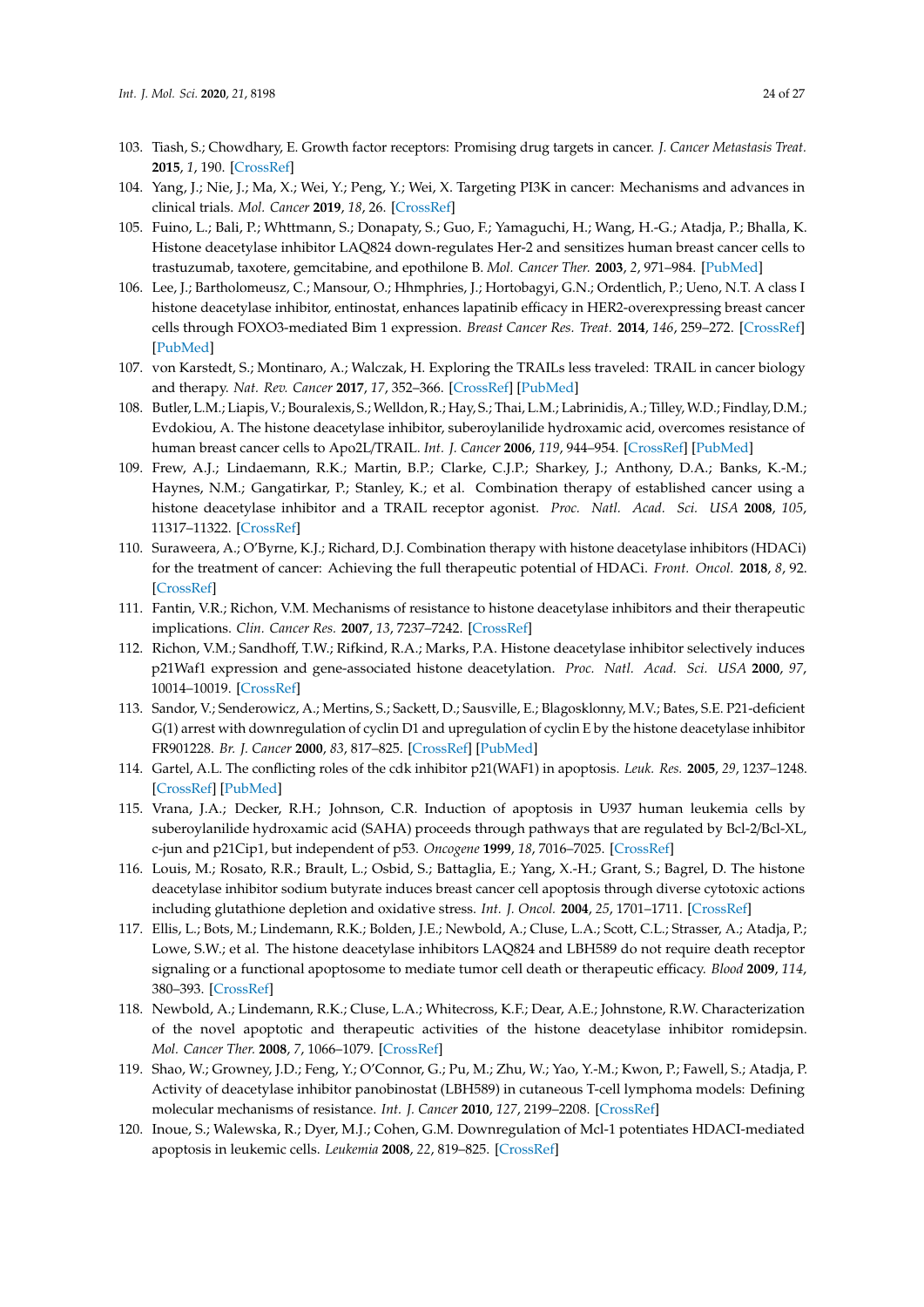103. Tiash, S.; Chowdhary, E. Growth factor receptors: Promising drug targets in cancer. *J. Cancer Metastasis Treat.* **2015**, *1*, 190. [CrossRef]
104. Yang, J.; Nie, J.; Ma, X.; Wei, Y.; Peng, Y.; Wei, X. Targeting PI3K in cancer: Mechanisms and advances in clinical trials. *Mol. Cancer* **2019**, *18*, 26. [CrossRef]
105. Fuino, L.; Bali, P.; Whttmann, S.; Donapaty, S.; Guo, F.; Yamaguchi, H.; Wang, H.-G.; Atadja, P.; Bhalla, K. Histone deacetylase inhibitor LAQ824 down-regulates Her-2 and sensitizes human breast cancer cells to trastuzumab, taxotere, gemcitabine, and epothilone B. *Mol. Cancer Ther.* **2003**, *2*, 971–984. [PubMed]
106. Lee, J.; Bartholomeusz, C.; Mansour, O.; Hhmphries, J.; Hortobagyi, G.N.; Ordentlich, P.; Ueno, N.T. A class I histone deacetylase inhibitor, entinostat, enhances lapatinib efficacy in HER2-overexpressing breast cancer cells through FOXO3-mediated Bim 1 expression. *Breast Cancer Res. Treat.* **2014**, *146*, 259–272. [CrossRef] [PubMed]
107. von Karstedt, S.; Montinaro, A.; Walczak, H. Exploring the TRAILs less traveled: TRAIL in cancer biology and therapy. *Nat. Rev. Cancer* **2017**, *17*, 352–366. [CrossRef] [PubMed]
108. Butler, L.M.; Liapis, V.; Bouralexis, S.; Welldon, R.; Hay, S.; Thai, L.M.; Labrinidis, A.; Tilley, W.D.; Findlay, D.M.; Evdokiou, A. The histone deacetylase inhibitor, suberoylanilide hydroxamic acid, overcomes resistance of human breast cancer cells to Apo2L/TRAIL. *Int. J. Cancer* **2006**, *119*, 944–954. [CrossRef] [PubMed]
109. Frew, A.J.; Lindaemann, R.K.; Martin, B.P.; Clarke, C.J.P.; Sharkey, J.; Anthony, D.A.; Banks, K.-M.; Haynes, N.M.; Gangatirkar, P.; Stanley, K.; et al. Combination therapy of established cancer using a histone deacetylase inhibitor and a TRAIL receptor agonist. *Proc. Natl. Acad. Sci. USA* **2008**, *105*, 11317–11322. [CrossRef]
110. Suraweera, A.; O'Byrne, K.J.; Richard, D.J. Combination therapy with histone deacetylase inhibitors (HDACi) for the treatment of cancer: Achieving the full therapeutic potential of HDACi. *Front. Oncol.* **2018**, *8*, 92. [CrossRef]
111. Fantin, V.R.; Richon, V.M. Mechanisms of resistance to histone deacetylase inhibitors and their therapeutic implications. *Clin. Cancer Res.* **2007**, *13*, 7237–7242. [CrossRef]
112. Richon, V.M.; Sandhoff, T.W.; Rifkind, R.A.; Marks, P.A. Histone deacetylase inhibitor selectively induces p21Waf1 expression and gene-associated histone deacetylation. *Proc. Natl. Acad. Sci. USA* **2000**, *97*, 10014–10019. [CrossRef]
113. Sandor, V.; Senderowicz, A.; Mertins, S.; Sackett, D.; Sausville, E.; Blagosklonny, M.V.; Bates, S.E. P21-deficient G(1) arrest with downregulation of cyclin D1 and upregulation of cyclin E by the histone deacetylase inhibitor FR901228. *Br. J. Cancer* **2000**, *83*, 817–825. [CrossRef] [PubMed]
114. Gartel, A.L. The conflicting roles of the cdk inhibitor p21(WAF1) in apoptosis. *Leuk. Res.* **2005**, *29*, 1237–1248. [CrossRef] [PubMed]
115. Vrana, J.A.; Decker, R.H.; Johnson, C.R. Induction of apoptosis in U937 human leukemia cells by suberoylanilide hydroxamic acid (SAHA) proceeds through pathways that are regulated by Bcl-2/Bcl-XL, c-jun and p21Cip1, but independent of p53. *Oncogene* **1999**, *18*, 7016–7025. [CrossRef]
116. Louis, M.; Rosato, R.R.; Brault, L.; Osbid, S.; Battaglia, E.; Yang, X.-H.; Grant, S.; Bagrel, D. The histone deacetylase inhibitor sodium butyrate induces breast cancer cell apoptosis through diverse cytotoxic actions including glutathione depletion and oxidative stress. *Int. J. Oncol.* **2004**, *25*, 1701–1711. [CrossRef]
117. Ellis, L.; Bots, M.; Lindemann, R.K.; Bolden, J.E.; Newbold, A.; Cluse, L.A.; Scott, C.L.; Strasser, A.; Atadja, P.; Lowe, S.W.; et al. The histone deacetylase inhibitors LAQ824 and LBH589 do not require death receptor signaling or a functional apoptosome to mediate tumor cell death or therapeutic efficacy. *Blood* **2009**, *114*, 380–393. [CrossRef]
118. Newbold, A.; Lindemann, R.K.; Cluse, L.A.; Whitecross, K.F.; Dear, A.E.; Johnstone, R.W. Characterization of the novel apoptotic and therapeutic activities of the histone deacetylase inhibitor romidepsin. *Mol. Cancer Ther.* **2008**, *7*, 1066–1079. [CrossRef]
119. Shao, W.; Growney, J.D.; Feng, Y.; O'Connor, G.; Pu, M.; Zhu, W.; Yao, Y.-M.; Kwon, P.; Fawell, S.; Atadja, P. Activity of deacetylase inhibitor panobinostat (LBH589) in cutaneous T-cell lymphoma models: Defining molecular mechanisms of resistance. *Int. J. Cancer* **2010**, *127*, 2199–2208. [CrossRef]
120. Inoue, S.; Walewska, R.; Dyer, M.J.; Cohen, G.M. Downregulation of Mcl-1 potentiates HDACI-mediated apoptosis in leukemic cells. *Leukemia* **2008**, *22*, 819–825. [CrossRef]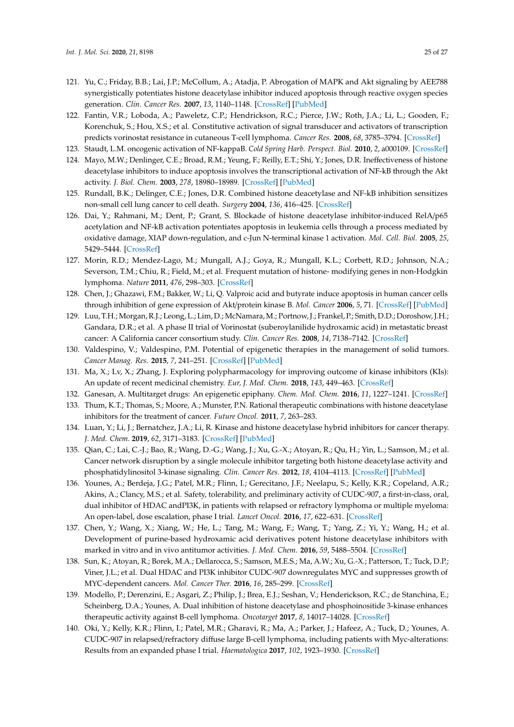121. Yu, C.; Friday, B.B.; Lai, J.P.; McCollum, A.; Atadja, P. Abrogation of MAPK and Akt signaling by AEE788 synergistically potentiates histone deacetylase inhibitor induced apoptosis through reactive oxygen species generation. *Clin. Cancer Res.* **2007**, *13*, 1140–1148. [CrossRef] [PubMed]
122. Fantin, V.R.; Loboda, A.; Paweletz, C.P.; Hendrickson, R.C.; Pierce, J.W.; Roth, J.A.; Li, L.; Gooden, F.; Korenchuk, S.; Hou, X.S.; et al. Constitutive activation of signal transducer and activators of transcription predicts vorinostat resistance in cutaneous T-cell lymphoma. *Cancer Res.* **2008**, *68*, 3785–3794. [CrossRef]
123. Staudt, L.M. oncogenic activation of NF-kappaB. *Cold Spring Harb. Perspect. Biol.* **2010**, *2*, a000109. [CrossRef]
124. Mayo, M.W.; Denlinger, C.E.; Broad, R.M.; Yeung, F.; Reilly, E.T.; Shi, Y.; Jones, D.R. Ineffectiveness of histone deacetylase inhibitors to induce apoptosis involves the transcriptional activation of NF-kB through the Akt activity. *J. Biol. Chem.* **2003**, *278*, 18980–18989. [CrossRef] [PubMed]
125. Rundall, B.K.; Delinger, C.E.; Jones, D.R. Combined histone deacetylase and NF-kB inhibition sensitizes non-small cell lung cancer to cell death. *Surgery* **2004**, *136*, 416–425. [CrossRef]
126. Dai, Y.; Rahmani, M.; Dent, P.; Grant, S. Blockade of histone deacetylase inhibitor-induced RelA/p65 acetylation and NF-kB activation potentiates apoptosis in leukemia cells through a process mediated by oxidative damage, XIAP down-regulation, and c-Jun N-terminal kinase 1 activation. *Mol. Cell. Biol.* **2005**, *25*, 5429–5444. [CrossRef]
127. Morin, R.D.; Mendez-Lago, M.; Mungall, A.J.; Goya, R.; Mungall, K.L.; Corbett, R.D.; Johnson, N.A.; Severson, T.M.; Chiu, R.; Field, M.; et al. Frequent mutation of histone- modifying genes in non-Hodgkin lymphoma. *Nature* **2011**, *476*, 298–303. [CrossRef]
128. Chen, J.; Ghazawi, F.M.; Bakker, W.; Li, Q. Valproic acid and butyrate induce apoptosis in human cancer cells through inhibition of gene expression of Akt/protein kinase B. *Mol. Cancer* **2006**, *5*, 71. [CrossRef] [PubMed]
129. Luu, T.H.; Morgan, R.J.; Leong, L.; Lim, D.; McNamara, M.; Portnow, J.; Frankel, P.; Smith, D.D.; Doroshow, J.H.; Gandara, D.R.; et al. A phase II trial of Vorinostat (suberoylanilide hydroxamic acid) in metastatic breast cancer: A California cancer consortium study. *Clin. Cancer Res.* **2008**, *14*, 7138–7142. [CrossRef]
130. Valdespino, V.; Valdespino, P.M. Potential of epigenetic therapies in the management of solid tumors. *Cancer Manag. Res.* **2015**, *7*, 241–251. [CrossRef] [PubMed]
131. Ma, X.; Lv, X.; Zhang, J. Exploring polypharmacology for improving outcome of kinase inhibitors (KIs): An update of recent medicinal chemistry. *Eur, J. Med. Chem.* **2018**, *143*, 449–463. [CrossRef]
132. Ganesan, A. Multitarget drugs: An epigenetic epiphany. *Chem. Med. Chem.* **2016**, *11*, 1227–1241. [CrossRef]
133. Thum, K.T.; Thomas, S.; Moore, A.; Munster, P.N. Rational therapeutic combinations with histone deacetylase inhibitors for the treatment of cancer. *Future Oncol.* **2011**, *7*, 263–283.
134. Luan, Y.; Li, J.; Bernatchez, J.A.; Li, R. Kinase and histone deacetylase hybrid inhibitors for cancer therapy. *J. Med. Chem.* **2019**, *62*, 3171–3183. [CrossRef] [PubMed]
135. Qian, C.; Lai, C.-J.; Bao, R.; Wang, D.-G.; Wang, J.; Xu, G.-X.; Atoyan, R.; Qu, H.; Yin, L.; Samson, M.; et al. Cancer network disruption by a single molecule inhibitor targeting both histone deacetylase activity and phosphatidylinositol 3-kinase signaling. *Clin. Cancer Res.* **2012**, *18*, 4104–4113. [CrossRef] [PubMed]
136. Younes, A.; Berdeja, J.G.; Patel, M.R.; Flinn, I.; Gerecitano, J.F.; Neelapu, S.; Kelly, K.R.; Copeland, A.R.; Akins, A.; Clancy, M.S.; et al. Safety, tolerability, and preliminary activity of CUDC-907, a first-in-class, oral, dual inhibitor of HDAC andPI3K, in patients with relapsed or refractory lymphoma or multiple myeloma: An open-label, dose escalation, phase I trial. *Lancet Oncol.* **2016**, *17*, 622–631. [CrossRef]
137. Chen, Y.; Wang, X.; Xiang, W.; He, L.; Tang, M.; Wang, F.; Wang, T.; Yang, Z.; Yi, Y.; Wang, H.; et al. Development of purine-based hydroxamic acid derivatives potent histone deacetylase inhibitors with marked in vitro and in vivo antitumor activities. *J. Med. Chem.* **2016**, *59*, 5488–5504. [CrossRef]
138. Sun, K.; Atoyan, R.; Borek, M.A.; Dellarocca, S.; Samson, M.E.S.; Ma, A.W.; Xu, G.-X.; Patterson, T.; Tuck, D.P.; Viner, J.L.; et al. Dual HDAC and PI3K inhibitor CUDC-907 downregulates MYC and suppresses growth of MYC-dependent cancers. *Mol. Cancer Ther.* **2016**, *16*, 285–299. [CrossRef]
139. Modello, P.; Derenzini, E.; Asgari, Z.; Philip, J.; Brea, E.J.; Seshan, V.; Henderickson, R.C.; de Stanchina, E.; Scheinberg, D.A.; Younes, A. Dual inhibition of histone deacetylase and phosphoinositide 3-kinase enhances therapeutic activity against B-cell lymphoma. *Oncotarget* **2017**, *8*, 14017–14028. [CrossRef]
140. Oki, Y.; Kelly, K.R.; Flinn, I.; Patel, M.R.; Gharavi, R.; Ma, A.; Parker, J.; Hafeez, A.; Tuck, D.; Younes, A. CUDC-907 in relapsed/refractory diffuse large B-cell lymphoma, including patients with Myc-alterations: Results from an expanded phase I trial. *Haematologica* **2017**, *102*, 1923–1930. [CrossRef]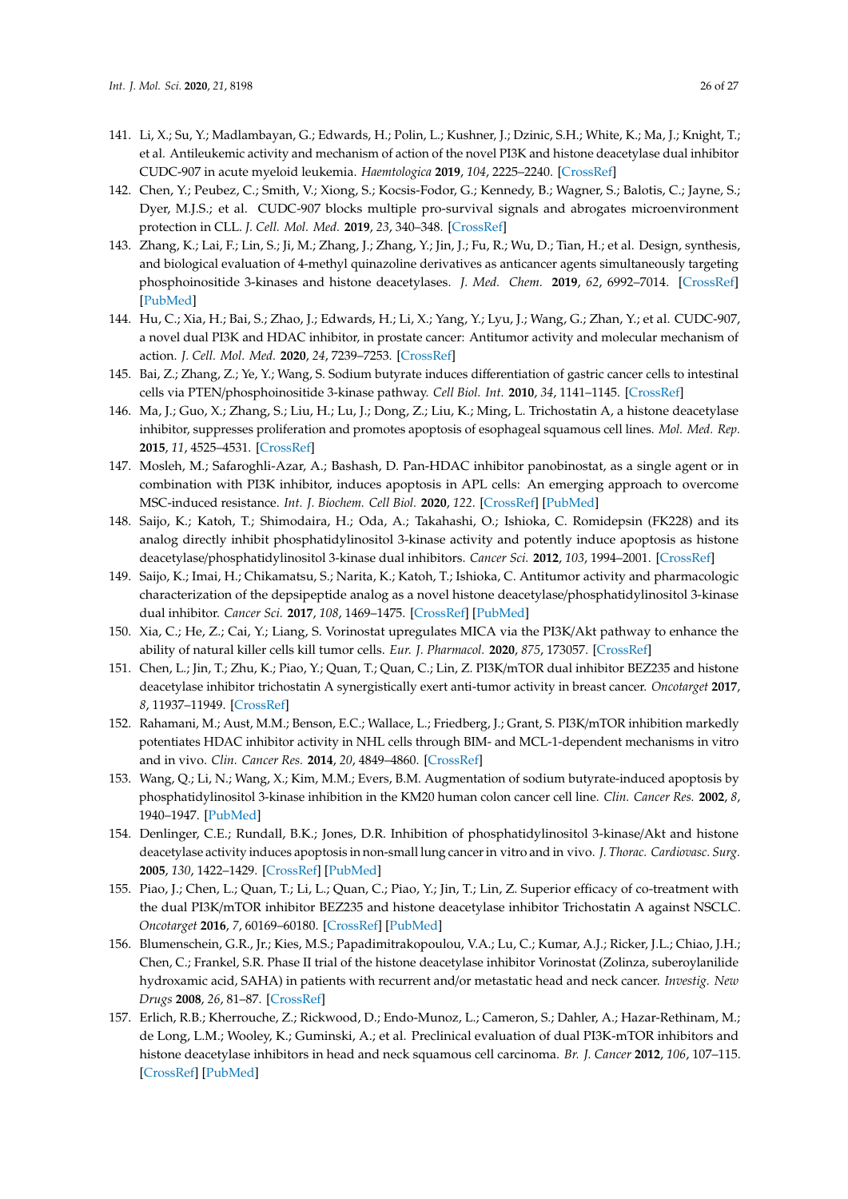141. Li, X.; Su, Y.; Madlambayan, G.; Edwards, H.; Polin, L.; Kushner, J.; Dzinic, S.H.; White, K.; Ma, J.; Knight, T.; et al. Antileukemic activity and mechanism of action of the novel PI3K and histone deacetylase dual inhibitor CUDC-907 in acute myeloid leukemia. *Haematologica* **2019**, *104*, 2225–2240. [CrossRef]
142. Chen, Y.; Peubez, C.; Smith, V.; Xiong, S.; Kocsis-Fodor, G.; Kennedy, B.; Wagner, S.; Balotis, C.; Jayne, S.; Dyer, M.J.S.; et al. CUDC-907 blocks multiple pro-survival signals and abrogates microenvironment protection in CLL. *J. Cell. Mol. Med.* **2019**, *23*, 340–348. [CrossRef]
143. Zhang, K.; Lai, F.; Lin, S.; Ji, M.; Zhang, J.; Zhang, Y.; Jin, J.; Fu, R.; Wu, D.; Tian, H.; et al. Design, synthesis, and biological evaluation of 4-methyl quinazoline derivatives as anticancer agents simultaneously targeting phosphoinositide 3-kinases and histone deacetylases. *J. Med. Chem.* **2019**, *62*, 6992–7014. [CrossRef] [PubMed]
144. Hu, C.; Xia, H.; Bai, S.; Zhao, J.; Edwards, H.; Li, X.; Yang, Y.; Lyu, J.; Wang, G.; Zhan, Y.; et al. CUDC-907, a novel dual PI3K and HDAC inhibitor, in prostate cancer: Antitumor activity and molecular mechanism of action. *J. Cell. Mol. Med.* **2020**, *24*, 7239–7253. [CrossRef]
145. Bai, Z.; Zhang, Z.; Ye, Y.; Wang, S. Sodium butyrate induces differentiation of gastric cancer cells to intestinal cells via PTEN/phosphoinositide 3-kinase pathway. *Cell Biol. Int.* **2010**, *34*, 1141–1145. [CrossRef]
146. Ma, J.; Guo, X.; Zhang, S.; Liu, H.; Lu, J.; Dong, Z.; Liu, K.; Ming, L. Trichostatin A, a histone deacetylase inhibitor, suppresses proliferation and promotes apoptosis of esophageal squamous cell lines. *Mol. Med. Rep.* **2015**, *11*, 4525–4531. [CrossRef]
147. Mosleh, M.; Safaroghli-Azar, A.; Bashash, D. Pan-HDAC inhibitor panobinostat, as a single agent or in combination with PI3K inhibitor, induces apoptosis in APL cells: An emerging approach to overcome MSC-induced resistance. *Int. J. Biochem. Cell Biol.* **2020**, *122*. [CrossRef] [PubMed]
148. Saijo, K.; Katoh, T.; Shimodaira, H.; Oda, A.; Takahashi, O.; Ishioka, C. Romidepsin (FK228) and its analog directly inhibit phosphatidylinositol 3-kinase activity and potently induce apoptosis as histone deacetylase/phosphatidylinositol 3-kinase dual inhibitors. *Cancer Sci.* **2012**, *103*, 1994–2001. [CrossRef]
149. Saijo, K.; Imai, H.; Chikamatsu, S.; Narita, K.; Katoh, T.; Ishioka, C. Antitumor activity and pharmacologic characterization of the depsipeptide analog as a novel histone deacetylase/phosphatidylinositol 3-kinase dual inhibitor. *Cancer Sci.* **2017**, *108*, 1469–1475. [CrossRef] [PubMed]
150. Xia, C.; He, Z.; Cai, Y.; Liang, S. Vorinostat upregulates MICA via the PI3K/Akt pathway to enhance the ability of natural killer cells kill tumor cells. *Eur. J. Pharmacol.* **2020**, *875*, 173057. [CrossRef]
151. Chen, L.; Jin, T.; Zhu, K.; Piao, Y.; Quan, T.; Quan, C.; Lin, Z. PI3K/mTOR dual inhibitor BEZ235 and histone deacetylase inhibitor trichostatin A synergistically exert anti-tumor activity in breast cancer. *Oncotarget* **2017**, *8*, 11937–11949. [CrossRef]
152. Rahamani, M.; Aust, M.M.; Benson, E.C.; Wallace, L.; Friedberg, J.; Grant, S. PI3K/mTOR inhibition markedly potentiates HDAC inhibitor activity in NHL cells through BIM- and MCL-1-dependent mechanisms in vitro and in vivo. *Clin. Cancer Res.* **2014**, *20*, 4849–4860. [CrossRef]
153. Wang, Q.; Li, N.; Wang, X.; Kim, M.M.; Evers, B.M. Augmentation of sodium butyrate-induced apoptosis by phosphatidylinositol 3-kinase inhibition in the KM20 human colon cancer cell line. *Clin. Cancer Res.* **2002**, *8*, 1940–1947. [PubMed]
154. Denlinger, C.E.; Rundall, B.K.; Jones, D.R. Inhibition of phosphatidylinositol 3-kinase/Akt and histone deacetylase activity induces apoptosis in non-small lung cancer in vitro and in vivo. *J. Thorac. Cardiovasc. Surg.* **2005**, *130*, 1422–1429. [CrossRef] [PubMed]
155. Piao, J.; Chen, L.; Quan, T.; Li, L.; Quan, C.; Piao, Y.; Jin, T.; Lin, Z. Superior efficacy of co-treatment with the dual PI3K/mTOR inhibitor BEZ235 and histone deacetylase inhibitor Trichostatin A against NSCLC. *Oncotarget* **2016**, *7*, 60169–60180. [CrossRef] [PubMed]
156. Blumenschein, G.R., Jr.; Kies, M.S.; Papadimitrakopoulou, V.A.; Lu, C.; Kumar, A.J.; Ricker, J.L.; Chiao, J.H.; Chen, C.; Frankel, S.R. Phase II trial of the histone deacetylase inhibitor Vorinostat (Zolinza, suberoylanilide hydroxamic acid, SAHA) in patients with recurrent and/or metastatic head and neck cancer. *Investig. New Drugs* **2008**, *26*, 81–87. [CrossRef]
157. Erlich, R.B.; Kherrouche, Z.; Rickwood, D.; Endo-Munoz, L.; Cameron, S.; Dahler, A.; Hazar-Rethinam, M.; de Long, L.M.; Wooley, K.; Guminski, A.; et al. Preclinical evaluation of dual PI3K-mTOR inhibitors and histone deacetylase inhibitors in head and neck squamous cell carcinoma. *Br. J. Cancer* **2012**, *106*, 107–115. [CrossRef] [PubMed]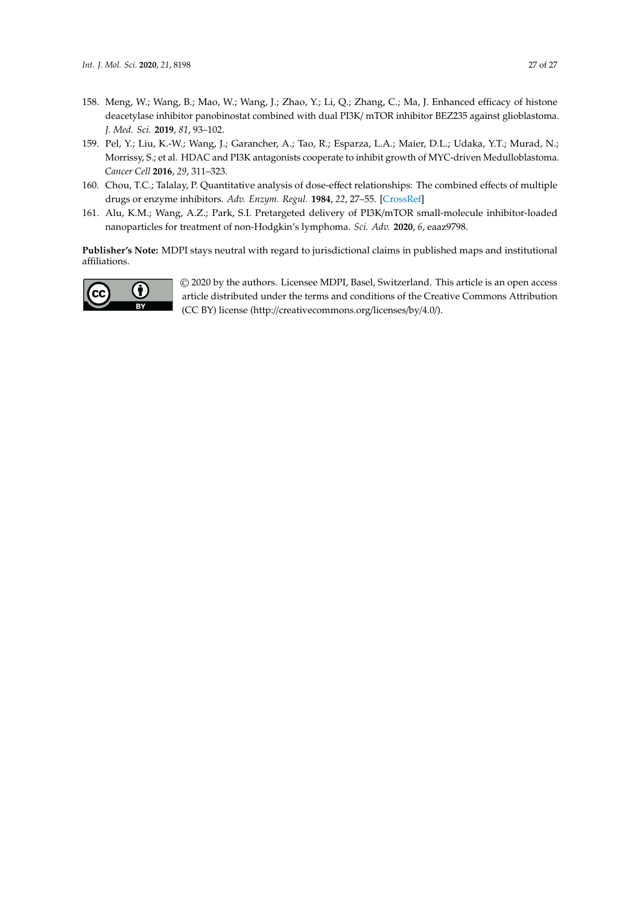158. Meng, W.; Wang, B.; Mao, W.; Wang, J.; Zhao, Y.; Li, Q.; Zhang, C.; Ma, J. Enhanced efficacy of histone deacetylase inhibitor panobinostat combined with dual PI3K/ mTOR inhibitor BEZ235 against glioblastoma. *J. Med. Sci.* **2019**, *81*, 93–102.
159. Pel, Y.; Liu, K.-W.; Wang, J.; Garancher, A.; Tao, R.; Esparza, L.A.; Maier, D.L.; Udaka, Y.T.; Murad, N.; Morrissy, S.; et al. HDAC and PI3K antagonists cooperate to inhibit growth of MYC-driven Medulloblastoma. *Cancer Cell* **2016**, *29*, 311–323.
160. Chou, T.C.; Talalay, P. Quantitative analysis of dose-effect relationships: The combined effects of multiple drugs or enzyme inhibitors. *Adv. Enzym. Regul.* **1984**, *22*, 27–55. [CrossRef]
161. Alu, K.M.; Wang, A.Z.; Park, S.I. Pretargeted delivery of PI3K/mTOR small-molecule inhibitor-loaded nanoparticles for treatment of non-Hodgkin's lymphoma. *Sci. Adv.* **2020**, *6*, eaaz9798.

**Publisher's Note:** MDPI stays neutral with regard to jurisdictional claims in published maps and institutional affiliations.

© 2020 by the authors. Licensee MDPI, Basel, Switzerland. This article is an open access article distributed under the terms and conditions of the Creative Commons Attribution (CC BY) license (http://creativecommons.org/licenses/by/4.0/).